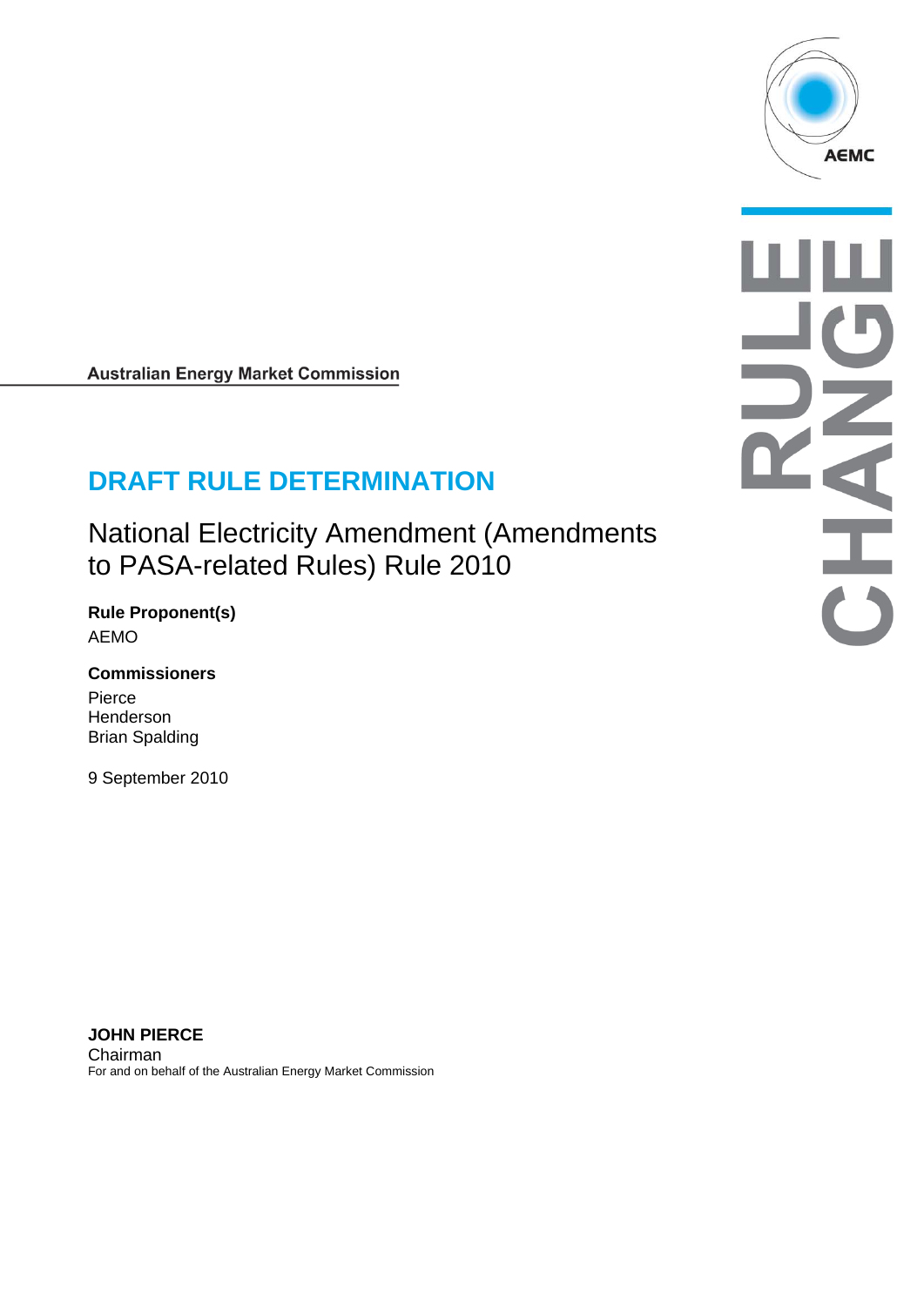AEMC

RULE CHANGE

**Australian Energy Market Commission**

# DRAFT RULE DETERMINATION

## National Electricity Amendment (Amendments to PASA-related Rules) Rule 2010

**Rule Proponent(s)**

AEMO

**Commissioners**

Pierce
Henderson
Brian Spalding

9 September 2010

**JOHN PIERCE**
Chairman
For and on behalf of the Australian Energy Market Commission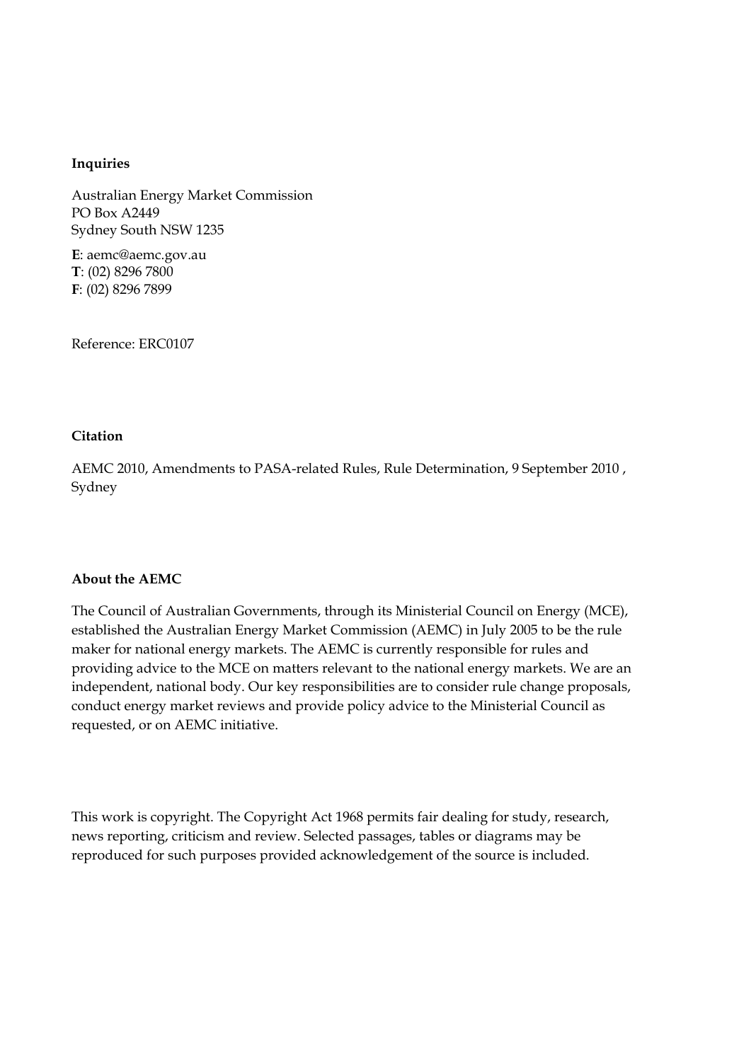**Inquiries**

Australian Energy Market Commission
PO Box A2449
Sydney South NSW 1235

**E**: aemc@aemc.gov.au
**T**: (02) 8296 7800
**F**: (02) 8296 7899

Reference: ERC0107

**Citation**

AEMC 2010, Amendments to PASA-related Rules, Rule Determination, 9 September 2010 , Sydney

**About the AEMC**

The Council of Australian Governments, through its Ministerial Council on Energy (MCE), established the Australian Energy Market Commission (AEMC) in July 2005 to be the rule maker for national energy markets. The AEMC is currently responsible for rules and providing advice to the MCE on matters relevant to the national energy markets. We are an independent, national body. Our key responsibilities are to consider rule change proposals, conduct energy market reviews and provide policy advice to the Ministerial Council as requested, or on AEMC initiative.

This work is copyright. The Copyright Act 1968 permits fair dealing for study, research, news reporting, criticism and review. Selected passages, tables or diagrams may be reproduced for such purposes provided acknowledgement of the source is included.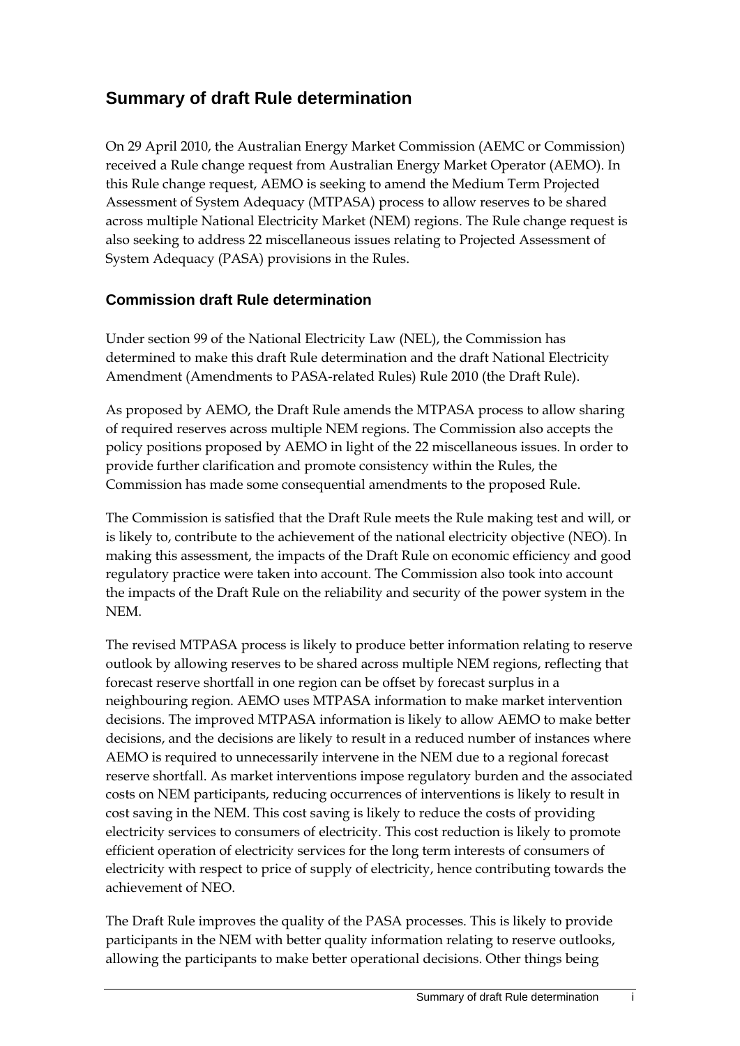## Summary of draft Rule determination

On 29 April 2010, the Australian Energy Market Commission (AEMC or Commission) received a Rule change request from Australian Energy Market Operator (AEMO). In this Rule change request, AEMO is seeking to amend the Medium Term Projected Assessment of System Adequacy (MTPASA) process to allow reserves to be shared across multiple National Electricity Market (NEM) regions. The Rule change request is also seeking to address 22 miscellaneous issues relating to Projected Assessment of System Adequacy (PASA) provisions in the Rules.

### Commission draft Rule determination

Under section 99 of the National Electricity Law (NEL), the Commission has determined to make this draft Rule determination and the draft National Electricity Amendment (Amendments to PASA-related Rules) Rule 2010 (the Draft Rule).

As proposed by AEMO, the Draft Rule amends the MTPASA process to allow sharing of required reserves across multiple NEM regions. The Commission also accepts the policy positions proposed by AEMO in light of the 22 miscellaneous issues. In order to provide further clarification and promote consistency within the Rules, the Commission has made some consequential amendments to the proposed Rule.

The Commission is satisfied that the Draft Rule meets the Rule making test and will, or is likely to, contribute to the achievement of the national electricity objective (NEO). In making this assessment, the impacts of the Draft Rule on economic efficiency and good regulatory practice were taken into account. The Commission also took into account the impacts of the Draft Rule on the reliability and security of the power system in the NEM.

The revised MTPASA process is likely to produce better information relating to reserve outlook by allowing reserves to be shared across multiple NEM regions, reflecting that forecast reserve shortfall in one region can be offset by forecast surplus in a neighbouring region. AEMO uses MTPASA information to make market intervention decisions. The improved MTPASA information is likely to allow AEMO to make better decisions, and the decisions are likely to result in a reduced number of instances where AEMO is required to unnecessarily intervene in the NEM due to a regional forecast reserve shortfall. As market interventions impose regulatory burden and the associated costs on NEM participants, reducing occurrences of interventions is likely to result in cost saving in the NEM. This cost saving is likely to reduce the costs of providing electricity services to consumers of electricity. This cost reduction is likely to promote efficient operation of electricity services for the long term interests of consumers of electricity with respect to price of supply of electricity, hence contributing towards the achievement of NEO.

The Draft Rule improves the quality of the PASA processes. This is likely to provide participants in the NEM with better quality information relating to reserve outlooks, allowing the participants to make better operational decisions. Other things being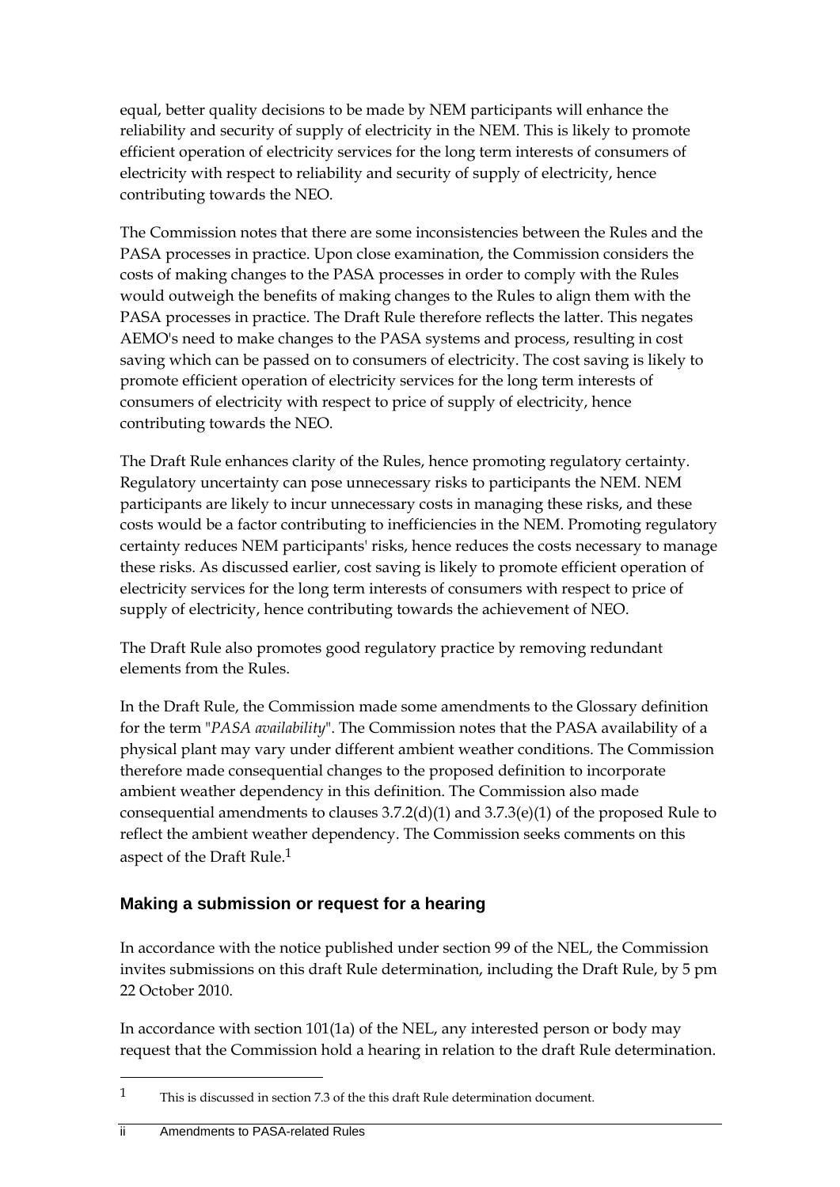equal, better quality decisions to be made by NEM participants will enhance the reliability and security of supply of electricity in the NEM. This is likely to promote efficient operation of electricity services for the long term interests of consumers of electricity with respect to reliability and security of supply of electricity, hence contributing towards the NEO.

The Commission notes that there are some inconsistencies between the Rules and the PASA processes in practice. Upon close examination, the Commission considers the costs of making changes to the PASA processes in order to comply with the Rules would outweigh the benefits of making changes to the Rules to align them with the PASA processes in practice. The Draft Rule therefore reflects the latter. This negates AEMO's need to make changes to the PASA systems and process, resulting in cost saving which can be passed on to consumers of electricity. The cost saving is likely to promote efficient operation of electricity services for the long term interests of consumers of electricity with respect to price of supply of electricity, hence contributing towards the NEO.

The Draft Rule enhances clarity of the Rules, hence promoting regulatory certainty. Regulatory uncertainty can pose unnecessary risks to participants the NEM. NEM participants are likely to incur unnecessary costs in managing these risks, and these costs would be a factor contributing to inefficiencies in the NEM. Promoting regulatory certainty reduces NEM participants' risks, hence reduces the costs necessary to manage these risks. As discussed earlier, cost saving is likely to promote efficient operation of electricity services for the long term interests of consumers with respect to price of supply of electricity, hence contributing towards the achievement of NEO.

The Draft Rule also promotes good regulatory practice by removing redundant elements from the Rules.

In the Draft Rule, the Commission made some amendments to the Glossary definition for the term "*PASA availability*". The Commission notes that the PASA availability of a physical plant may vary under different ambient weather conditions. The Commission therefore made consequential changes to the proposed definition to incorporate ambient weather dependency in this definition. The Commission also made consequential amendments to clauses 3.7.2(d)(1) and 3.7.3(e)(1) of the proposed Rule to reflect the ambient weather dependency. The Commission seeks comments on this aspect of the Draft Rule.[1]

## Making a submission or request for a hearing

In accordance with the notice published under section 99 of the NEL, the Commission invites submissions on this draft Rule determination, including the Draft Rule, by 5 pm 22 October 2010.

In accordance with section 101(1a) of the NEL, any interested person or body may request that the Commission hold a hearing in relation to the draft Rule determination.

[1] This is discussed in section 7.3 of the this draft Rule determination document.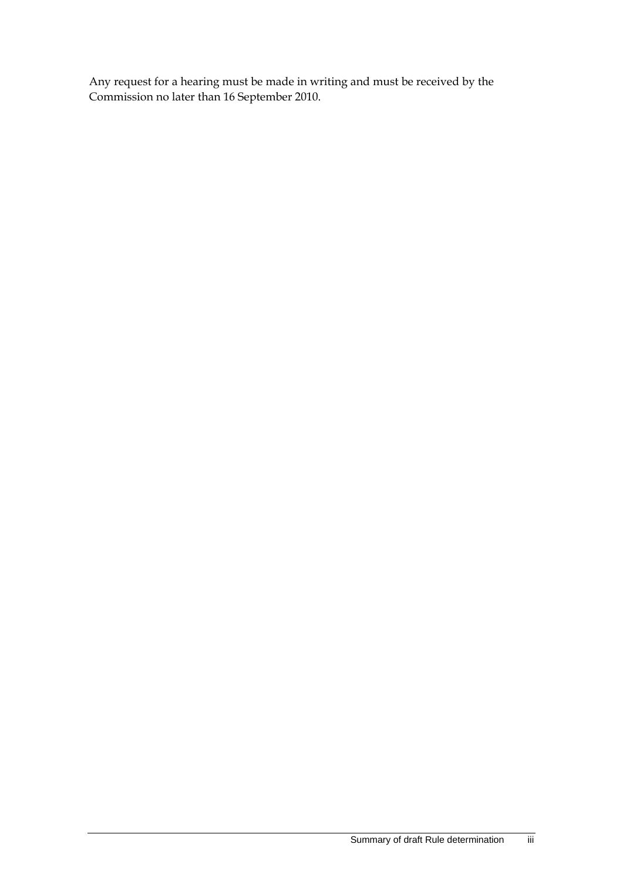Any request for a hearing must be made in writing and must be received by the Commission no later than 16 September 2010.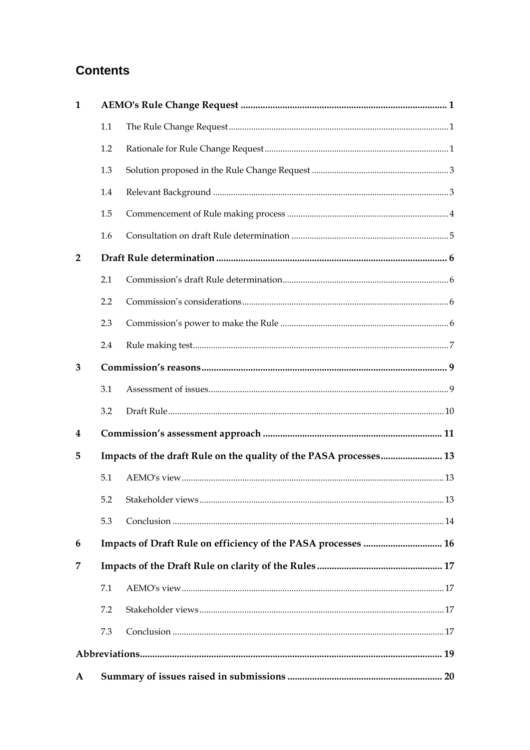# Contents

| | | |
|---|---|---|
| **1** | **AEMO's Rule Change Request** | **1** |
| 1.1 | The Rule Change Request | 1 |
| 1.2 | Rationale for Rule Change Request | 1 |
| 1.3 | Solution proposed in the Rule Change Request | 3 |
| 1.4 | Relevant Background | 3 |
| 1.5 | Commencement of Rule making process | 4 |
| 1.6 | Consultation on draft Rule determination | 5 |
| **2** | **Draft Rule determination** | **6** |
| 2.1 | Commission's draft Rule determination | 6 |
| 2.2 | Commission's considerations | 6 |
| 2.3 | Commission's power to make the Rule | 6 |
| 2.4 | Rule making test | 7 |
| **3** | **Commission's reasons** | **9** |
| 3.1 | Assessment of issues | 9 |
| 3.2 | Draft Rule | 10 |
| **4** | **Commission's assessment approach** | **11** |
| **5** | **Impacts of the draft Rule on the quality of the PASA processes** | **13** |
| 5.1 | AEMO's view | 13 |
| 5.2 | Stakeholder views | 13 |
| 5.3 | Conclusion | 14 |
| **6** | **Impacts of Draft Rule on efficiency of the PASA processes** | **16** |
| **7** | **Impacts of the Draft Rule on clarity of the Rules** | **17** |
| 7.1 | AEMO's view | 17 |
| 7.2 | Stakeholder views | 17 |
| 7.3 | Conclusion | 17 |
| **Abbreviations** | | **19** |
| **A** | **Summary of issues raised in submissions** | **20** |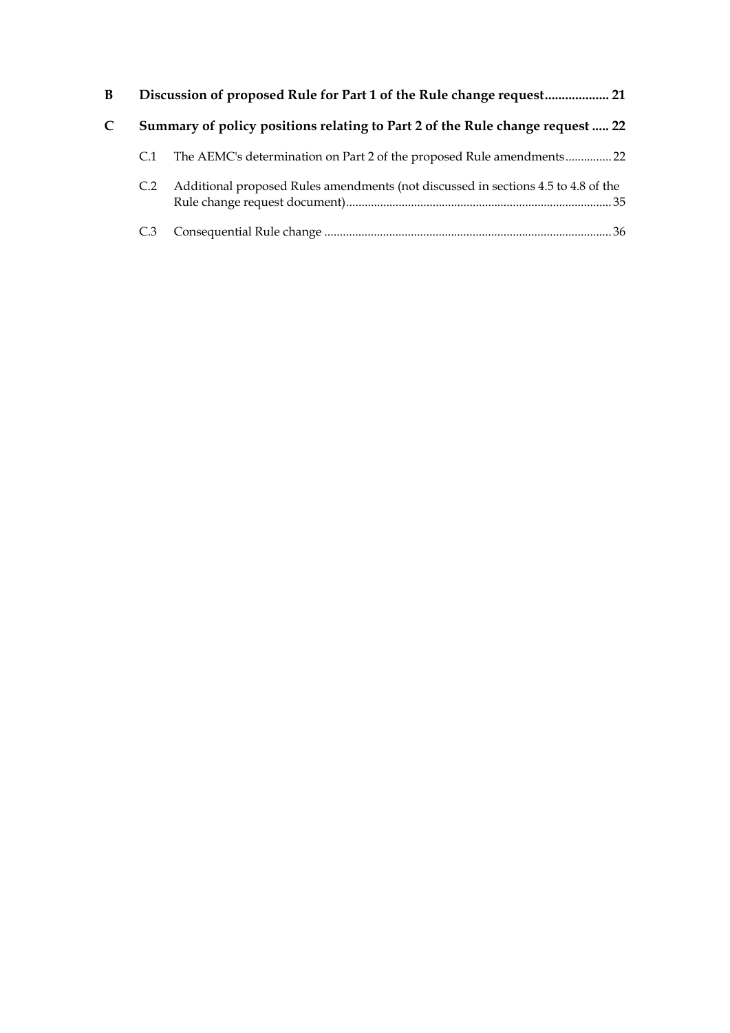**B Discussion of proposed Rule for Part 1 of the Rule change request................... 21**

**C Summary of policy positions relating to Part 2 of the Rule change request ..... 22**

C.1 The AEMC's determination on Part 2 of the proposed Rule amendments............... 22

C.2 Additional proposed Rules amendments (not discussed in sections 4.5 to 4.8 of the Rule change request document)..................................................................................... 35

C.3 Consequential Rule change ............................................................................................ 36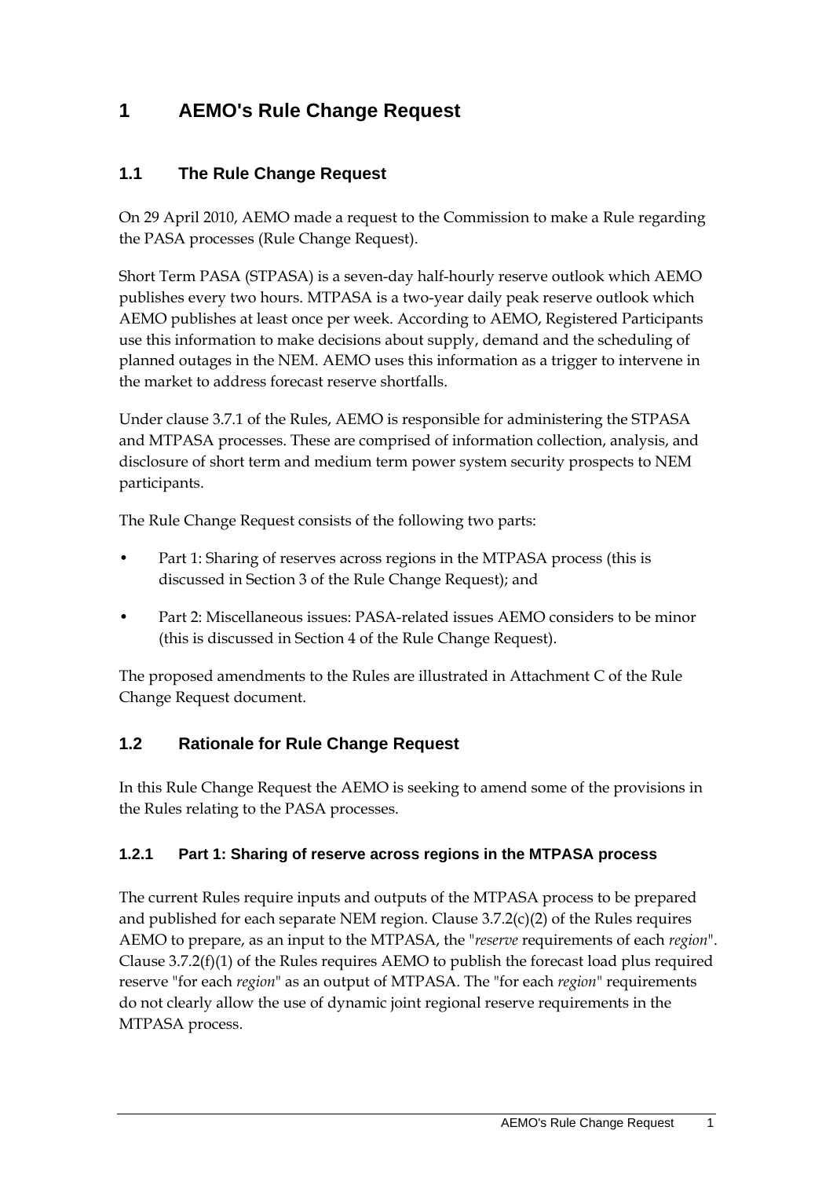# 1 AEMO's Rule Change Request

## 1.1 The Rule Change Request

On 29 April 2010, AEMO made a request to the Commission to make a Rule regarding the PASA processes (Rule Change Request).

Short Term PASA (STPASA) is a seven-day half-hourly reserve outlook which AEMO publishes every two hours. MTPASA is a two-year daily peak reserve outlook which AEMO publishes at least once per week. According to AEMO, Registered Participants use this information to make decisions about supply, demand and the scheduling of planned outages in the NEM. AEMO uses this information as a trigger to intervene in the market to address forecast reserve shortfalls.

Under clause 3.7.1 of the Rules, AEMO is responsible for administering the STPASA and MTPASA processes. These are comprised of information collection, analysis, and disclosure of short term and medium term power system security prospects to NEM participants.

The Rule Change Request consists of the following two parts:

- Part 1: Sharing of reserves across regions in the MTPASA process (this is discussed in Section 3 of the Rule Change Request); and
- Part 2: Miscellaneous issues: PASA-related issues AEMO considers to be minor (this is discussed in Section 4 of the Rule Change Request).

The proposed amendments to the Rules are illustrated in Attachment C of the Rule Change Request document.

## 1.2 Rationale for Rule Change Request

In this Rule Change Request the AEMO is seeking to amend some of the provisions in the Rules relating to the PASA processes.

### 1.2.1 Part 1: Sharing of reserve across regions in the MTPASA process

The current Rules require inputs and outputs of the MTPASA process to be prepared and published for each separate NEM region. Clause 3.7.2(c)(2) of the Rules requires AEMO to prepare, as an input to the MTPASA, the "*reserve* requirements of each *region*". Clause 3.7.2(f)(1) of the Rules requires AEMO to publish the forecast load plus required reserve "for each *region*" as an output of MTPASA. The "for each *region*" requirements do not clearly allow the use of dynamic joint regional reserve requirements in the MTPASA process.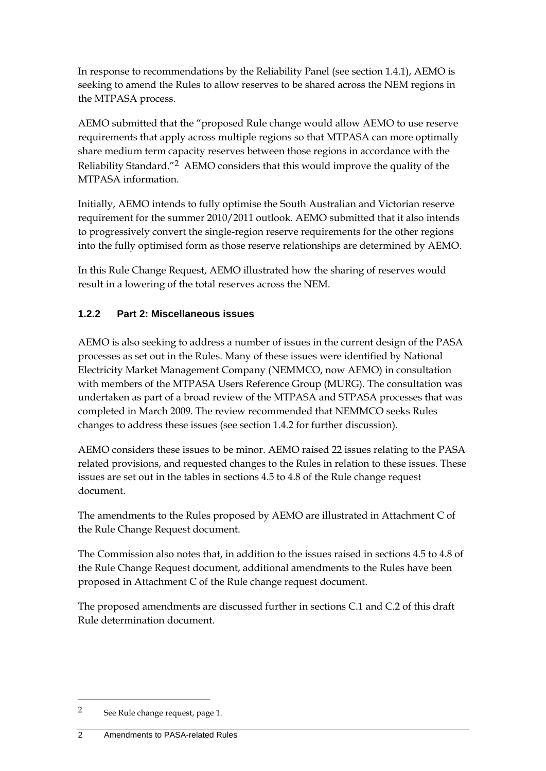In response to recommendations by the Reliability Panel (see section 1.4.1), AEMO is seeking to amend the Rules to allow reserves to be shared across the NEM regions in the MTPASA process.

AEMO submitted that the "proposed Rule change would allow AEMO to use reserve requirements that apply across multiple regions so that MTPASA can more optimally share medium term capacity reserves between those regions in accordance with the Reliability Standard."[2] AEMO considers that this would improve the quality of the MTPASA information.

Initially, AEMO intends to fully optimise the South Australian and Victorian reserve requirement for the summer 2010/2011 outlook. AEMO submitted that it also intends to progressively convert the single-region reserve requirements for the other regions into the fully optimised form as those reserve relationships are determined by AEMO.

In this Rule Change Request, AEMO illustrated how the sharing of reserves would result in a lowering of the total reserves across the NEM.

### 1.2.2 Part 2: Miscellaneous issues

AEMO is also seeking to address a number of issues in the current design of the PASA processes as set out in the Rules. Many of these issues were identified by National Electricity Market Management Company (NEMMCO, now AEMO) in consultation with members of the MTPASA Users Reference Group (MURG). The consultation was undertaken as part of a broad review of the MTPASA and STPASA processes that was completed in March 2009. The review recommended that NEMMCO seeks Rules changes to address these issues (see section 1.4.2 for further discussion).

AEMO considers these issues to be minor. AEMO raised 22 issues relating to the PASA related provisions, and requested changes to the Rules in relation to these issues. These issues are set out in the tables in sections 4.5 to 4.8 of the Rule change request document.

The amendments to the Rules proposed by AEMO are illustrated in Attachment C of the Rule Change Request document.

The Commission also notes that, in addition to the issues raised in sections 4.5 to 4.8 of the Rule Change Request document, additional amendments to the Rules have been proposed in Attachment C of the Rule change request document.

The proposed amendments are discussed further in sections C.1 and C.2 of this draft Rule determination document.

---

[2] See Rule change request, page 1.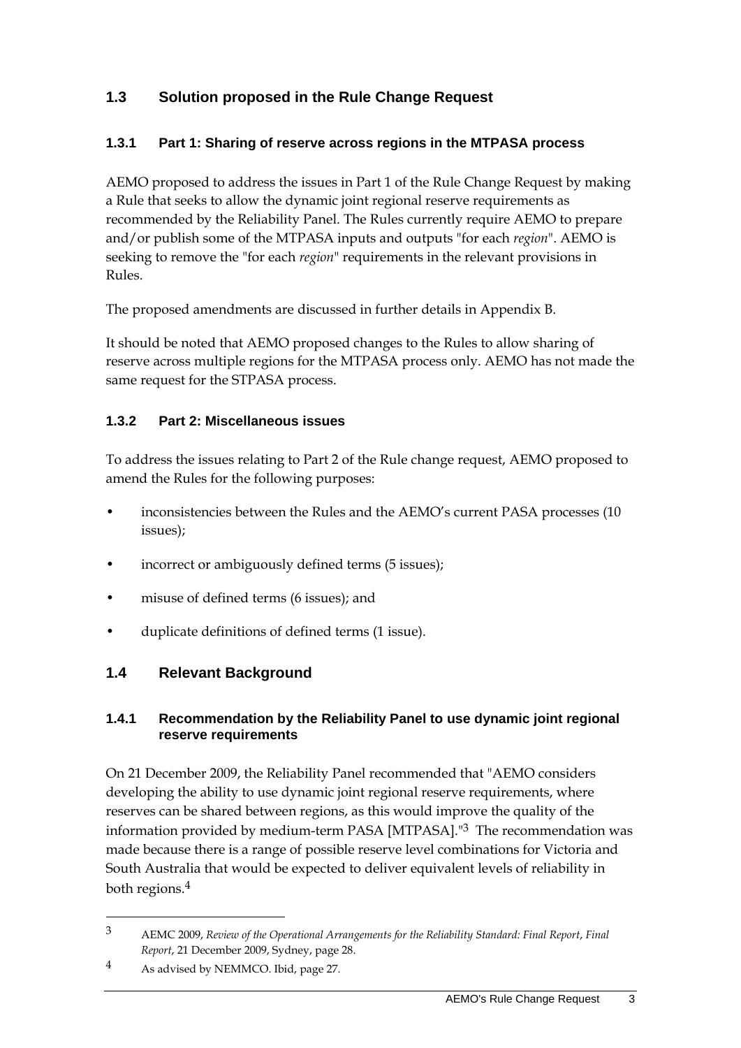## 1.3 Solution proposed in the Rule Change Request

### 1.3.1 Part 1: Sharing of reserve across regions in the MTPASA process

AEMO proposed to address the issues in Part 1 of the Rule Change Request by making a Rule that seeks to allow the dynamic joint regional reserve requirements as recommended by the Reliability Panel. The Rules currently require AEMO to prepare and/or publish some of the MTPASA inputs and outputs "for each *region*". AEMO is seeking to remove the "for each *region*" requirements in the relevant provisions in Rules.

The proposed amendments are discussed in further details in Appendix B.

It should be noted that AEMO proposed changes to the Rules to allow sharing of reserve across multiple regions for the MTPASA process only. AEMO has not made the same request for the STPASA process.

### 1.3.2 Part 2: Miscellaneous issues

To address the issues relating to Part 2 of the Rule change request, AEMO proposed to amend the Rules for the following purposes:

- inconsistencies between the Rules and the AEMO's current PASA processes (10 issues);
- incorrect or ambiguously defined terms (5 issues);
- misuse of defined terms (6 issues); and
- duplicate definitions of defined terms (1 issue).

## 1.4 Relevant Background

### 1.4.1 Recommendation by the Reliability Panel to use dynamic joint regional reserve requirements

On 21 December 2009, the Reliability Panel recommended that "AEMO considers developing the ability to use dynamic joint regional reserve requirements, where reserves can be shared between regions, as this would improve the quality of the information provided by medium-term PASA [MTPASA]."[3] The recommendation was made because there is a range of possible reserve level combinations for Victoria and South Australia that would be expected to deliver equivalent levels of reliability in both regions.[4]

---

[3] AEMC 2009, *Review of the Operational Arrangements for the Reliability Standard: Final Report*, *Final Report*, 21 December 2009, Sydney, page 28.

[4] As advised by NEMMCO. Ibid, page 27.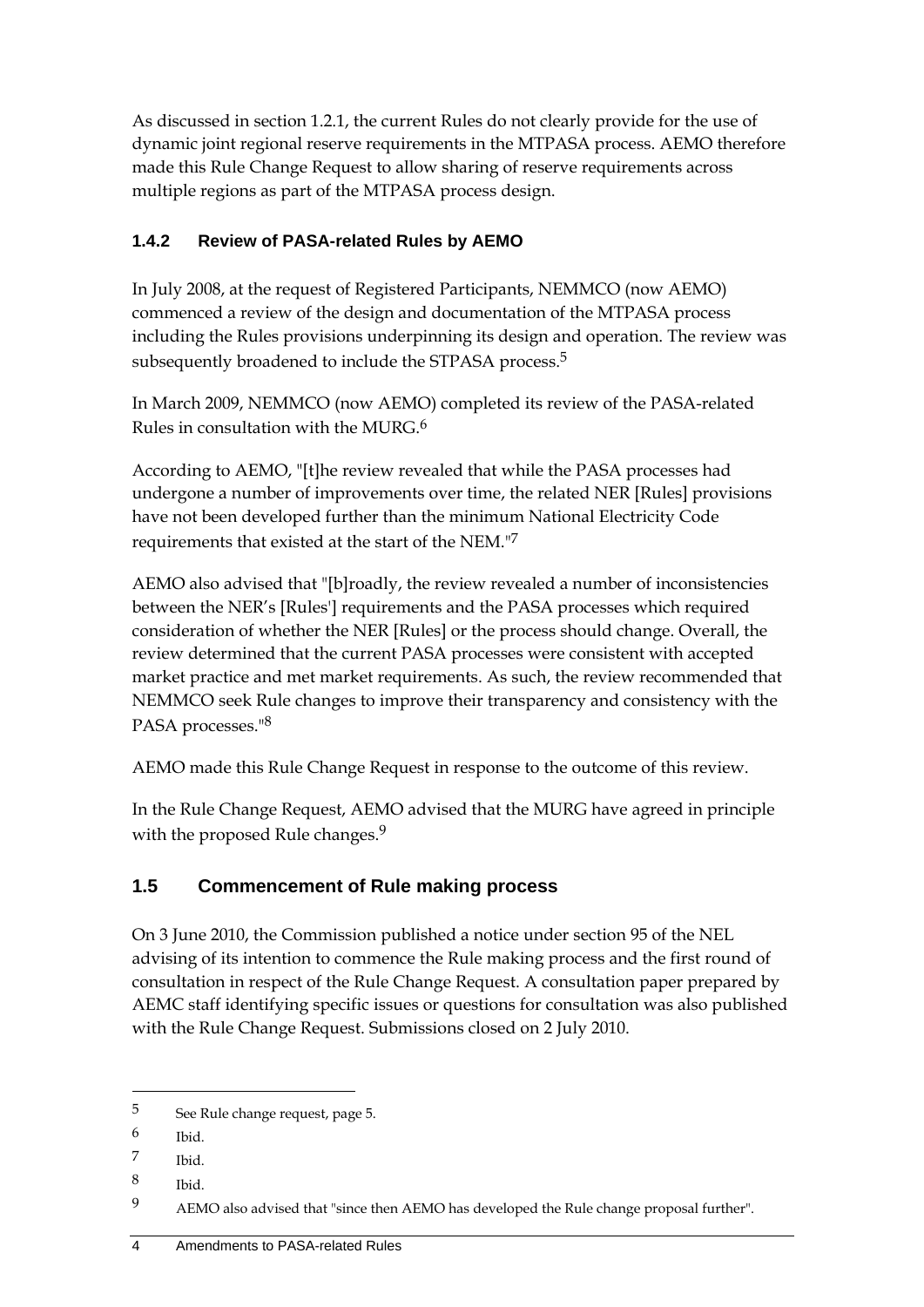As discussed in section 1.2.1, the current Rules do not clearly provide for the use of dynamic joint regional reserve requirements in the MTPASA process. AEMO therefore made this Rule Change Request to allow sharing of reserve requirements across multiple regions as part of the MTPASA process design.

### 1.4.2 Review of PASA-related Rules by AEMO

In July 2008, at the request of Registered Participants, NEMMCO (now AEMO) commenced a review of the design and documentation of the MTPASA process including the Rules provisions underpinning its design and operation. The review was subsequently broadened to include the STPASA process.[5]

In March 2009, NEMMCO (now AEMO) completed its review of the PASA-related Rules in consultation with the MURG.[6]

According to AEMO, "[t]he review revealed that while the PASA processes had undergone a number of improvements over time, the related NER [Rules] provisions have not been developed further than the minimum National Electricity Code requirements that existed at the start of the NEM."[7]

AEMO also advised that "[b]roadly, the review revealed a number of inconsistencies between the NER's [Rules'] requirements and the PASA processes which required consideration of whether the NER [Rules] or the process should change. Overall, the review determined that the current PASA processes were consistent with accepted market practice and met market requirements. As such, the review recommended that NEMMCO seek Rule changes to improve their transparency and consistency with the PASA processes."[8]

AEMO made this Rule Change Request in response to the outcome of this review.

In the Rule Change Request, AEMO advised that the MURG have agreed in principle with the proposed Rule changes.[9]

## 1.5 Commencement of Rule making process

On 3 June 2010, the Commission published a notice under section 95 of the NEL advising of its intention to commence the Rule making process and the first round of consultation in respect of the Rule Change Request. A consultation paper prepared by AEMC staff identifying specific issues or questions for consultation was also published with the Rule Change Request. Submissions closed on 2 July 2010.

---

5 See Rule change request, page 5.

6 Ibid.

7 Ibid.

8 Ibid.

9 AEMO also advised that "since then AEMO has developed the Rule change proposal further".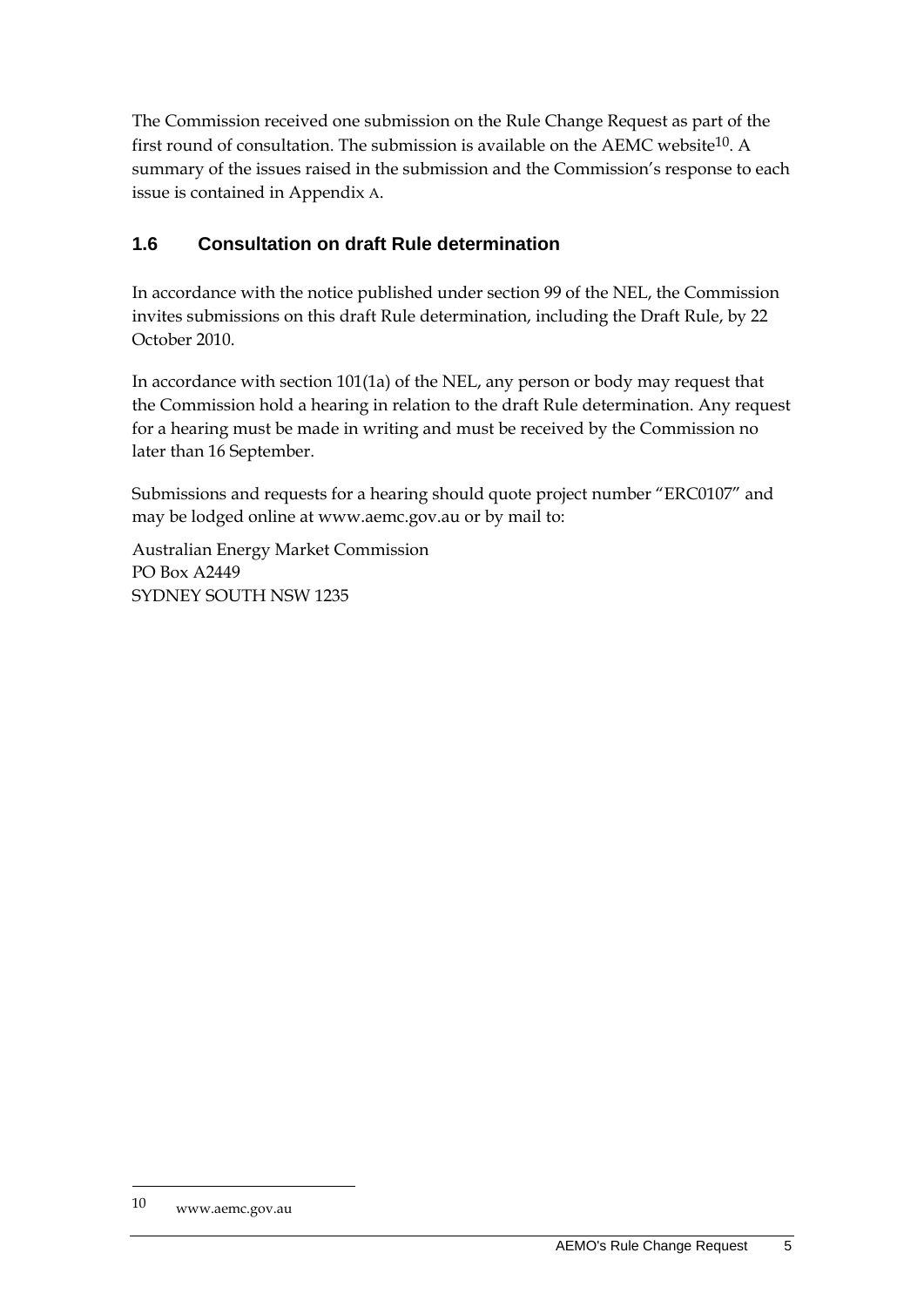The Commission received one submission on the Rule Change Request as part of the first round of consultation. The submission is available on the AEMC website[10]. A summary of the issues raised in the submission and the Commission's response to each issue is contained in Appendix A.

## 1.6 Consultation on draft Rule determination

In accordance with the notice published under section 99 of the NEL, the Commission invites submissions on this draft Rule determination, including the Draft Rule, by 22 October 2010.

In accordance with section 101(1a) of the NEL, any person or body may request that the Commission hold a hearing in relation to the draft Rule determination. Any request for a hearing must be made in writing and must be received by the Commission no later than 16 September.

Submissions and requests for a hearing should quote project number "ERC0107" and may be lodged online at www.aemc.gov.au or by mail to:

Australian Energy Market Commission
PO Box A2449
SYDNEY SOUTH NSW 1235

---

[10] www.aemc.gov.au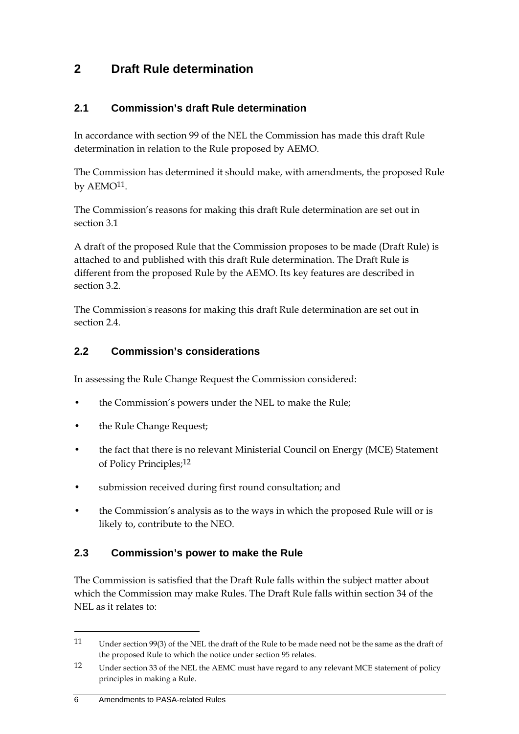# 2 Draft Rule determination

## 2.1 Commission's draft Rule determination

In accordance with section 99 of the NEL the Commission has made this draft Rule determination in relation to the Rule proposed by AEMO.

The Commission has determined it should make, with amendments, the proposed Rule by AEMO[11].

The Commission's reasons for making this draft Rule determination are set out in section 3.1

A draft of the proposed Rule that the Commission proposes to be made (Draft Rule) is attached to and published with this draft Rule determination. The Draft Rule is different from the proposed Rule by the AEMO. Its key features are described in section 3.2.

The Commission's reasons for making this draft Rule determination are set out in section 2.4.

## 2.2 Commission's considerations

In assessing the Rule Change Request the Commission considered:

- the Commission's powers under the NEL to make the Rule;
- the Rule Change Request;
- the fact that there is no relevant Ministerial Council on Energy (MCE) Statement of Policy Principles;[12]
- submission received during first round consultation; and
- the Commission's analysis as to the ways in which the proposed Rule will or is likely to, contribute to the NEO.

## 2.3 Commission's power to make the Rule

The Commission is satisfied that the Draft Rule falls within the subject matter about which the Commission may make Rules. The Draft Rule falls within section 34 of the NEL as it relates to:

---

11 Under section 99(3) of the NEL the draft of the Rule to be made need not be the same as the draft of the proposed Rule to which the notice under section 95 relates.

12 Under section 33 of the NEL the AEMC must have regard to any relevant MCE statement of policy principles in making a Rule.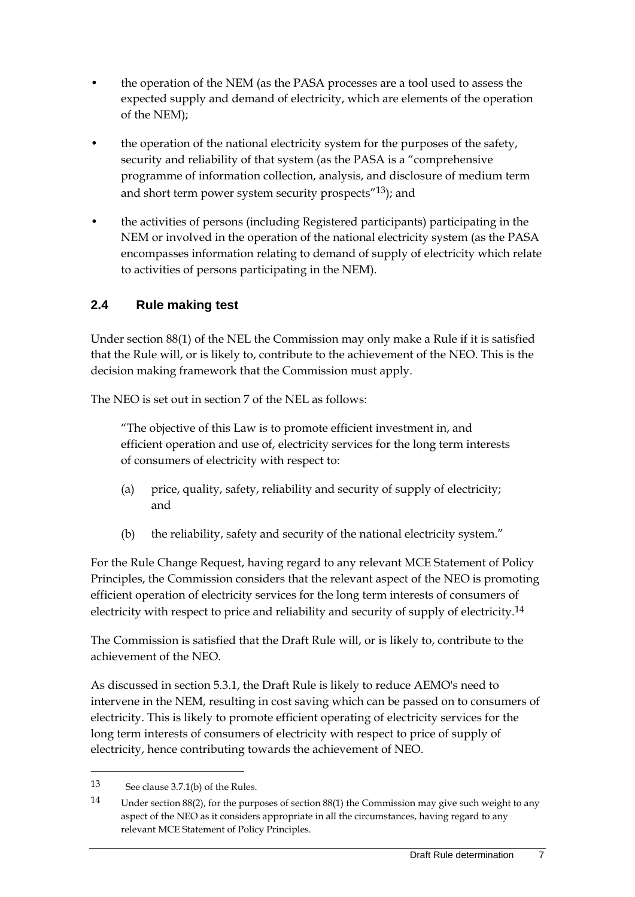- the operation of the NEM (as the PASA processes are a tool used to assess the expected supply and demand of electricity, which are elements of the operation of the NEM);
- the operation of the national electricity system for the purposes of the safety, security and reliability of that system (as the PASA is a "comprehensive programme of information collection, analysis, and disclosure of medium term and short term power system security prospects"[13]); and
- the activities of persons (including Registered participants) participating in the NEM or involved in the operation of the national electricity system (as the PASA encompasses information relating to demand of supply of electricity which relate to activities of persons participating in the NEM).

## 2.4 Rule making test

Under section 88(1) of the NEL the Commission may only make a Rule if it is satisfied that the Rule will, or is likely to, contribute to the achievement of the NEO. This is the decision making framework that the Commission must apply.

The NEO is set out in section 7 of the NEL as follows:

> "The objective of this Law is to promote efficient investment in, and efficient operation and use of, electricity services for the long term interests of consumers of electricity with respect to:
>
> (a) price, quality, safety, reliability and security of supply of electricity; and
>
> (b) the reliability, safety and security of the national electricity system."

For the Rule Change Request, having regard to any relevant MCE Statement of Policy Principles, the Commission considers that the relevant aspect of the NEO is promoting efficient operation of electricity services for the long term interests of consumers of electricity with respect to price and reliability and security of supply of electricity.[14]

The Commission is satisfied that the Draft Rule will, or is likely to, contribute to the achievement of the NEO.

As discussed in section 5.3.1, the Draft Rule is likely to reduce AEMO's need to intervene in the NEM, resulting in cost saving which can be passed on to consumers of electricity. This is likely to promote efficient operating of electricity services for the long term interests of consumers of electricity with respect to price of supply of electricity, hence contributing towards the achievement of NEO.

---

13 See clause 3.7.1(b) of the Rules.

14 Under section 88(2), for the purposes of section 88(1) the Commission may give such weight to any aspect of the NEO as it considers appropriate in all the circumstances, having regard to any relevant MCE Statement of Policy Principles.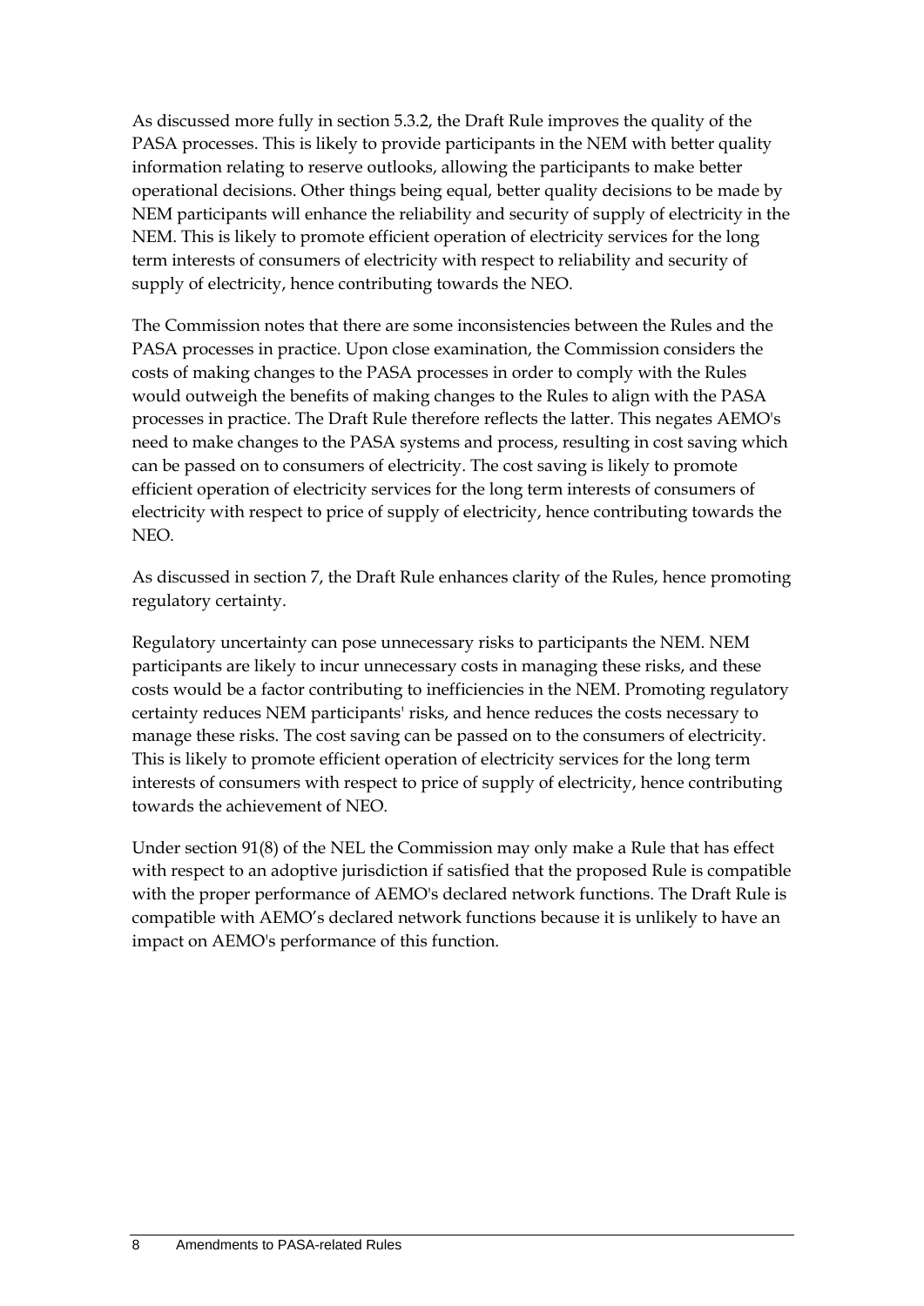As discussed more fully in section 5.3.2, the Draft Rule improves the quality of the PASA processes. This is likely to provide participants in the NEM with better quality information relating to reserve outlooks, allowing the participants to make better operational decisions. Other things being equal, better quality decisions to be made by NEM participants will enhance the reliability and security of supply of electricity in the NEM. This is likely to promote efficient operation of electricity services for the long term interests of consumers of electricity with respect to reliability and security of supply of electricity, hence contributing towards the NEO.

The Commission notes that there are some inconsistencies between the Rules and the PASA processes in practice. Upon close examination, the Commission considers the costs of making changes to the PASA processes in order to comply with the Rules would outweigh the benefits of making changes to the Rules to align with the PASA processes in practice. The Draft Rule therefore reflects the latter. This negates AEMO's need to make changes to the PASA systems and process, resulting in cost saving which can be passed on to consumers of electricity. The cost saving is likely to promote efficient operation of electricity services for the long term interests of consumers of electricity with respect to price of supply of electricity, hence contributing towards the NEO.

As discussed in section 7, the Draft Rule enhances clarity of the Rules, hence promoting regulatory certainty.

Regulatory uncertainty can pose unnecessary risks to participants the NEM. NEM participants are likely to incur unnecessary costs in managing these risks, and these costs would be a factor contributing to inefficiencies in the NEM. Promoting regulatory certainty reduces NEM participants' risks, and hence reduces the costs necessary to manage these risks. The cost saving can be passed on to the consumers of electricity. This is likely to promote efficient operation of electricity services for the long term interests of consumers with respect to price of supply of electricity, hence contributing towards the achievement of NEO.

Under section 91(8) of the NEL the Commission may only make a Rule that has effect with respect to an adoptive jurisdiction if satisfied that the proposed Rule is compatible with the proper performance of AEMO's declared network functions. The Draft Rule is compatible with AEMO's declared network functions because it is unlikely to have an impact on AEMO's performance of this function.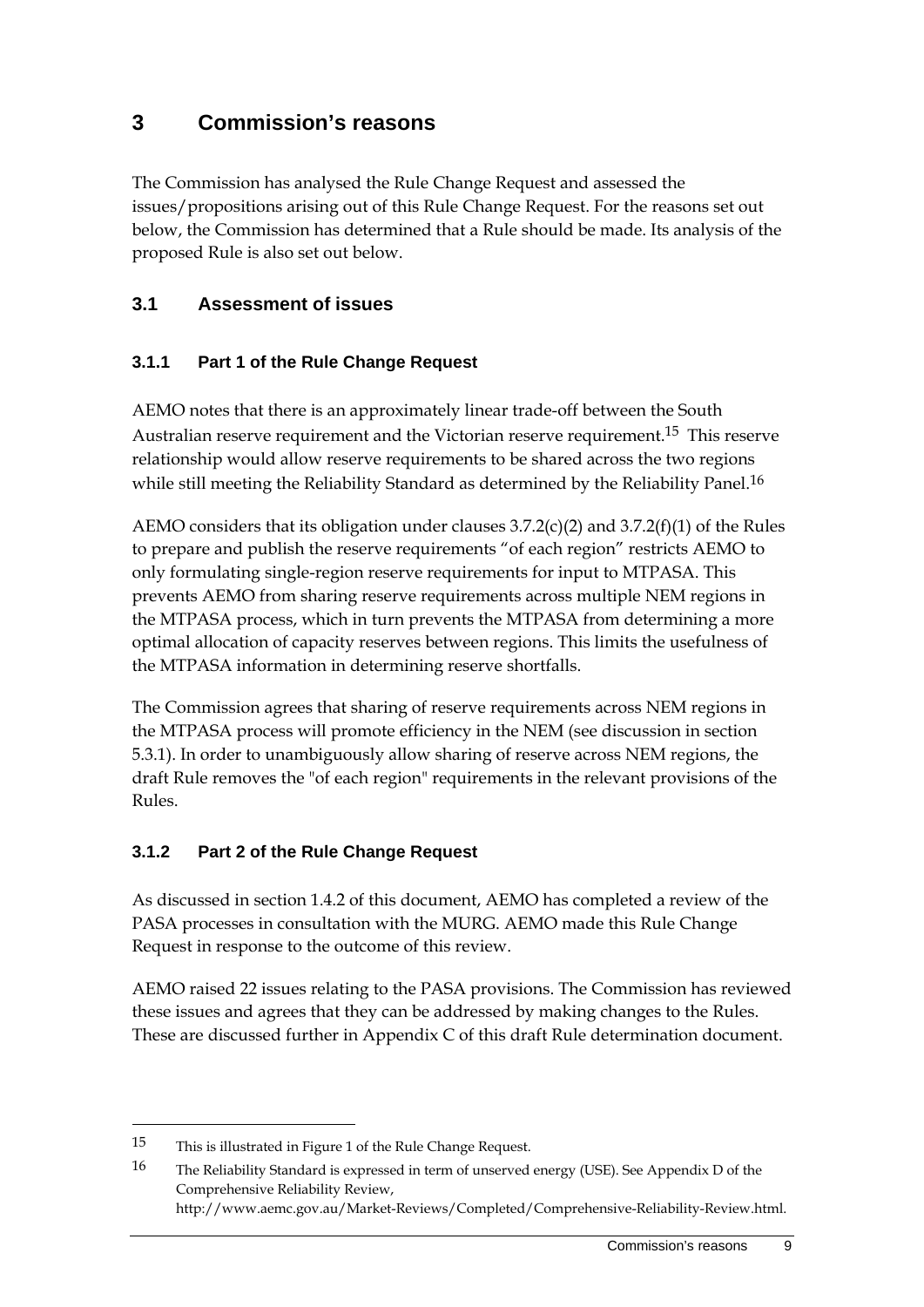# 3 Commission's reasons

The Commission has analysed the Rule Change Request and assessed the issues/propositions arising out of this Rule Change Request. For the reasons set out below, the Commission has determined that a Rule should be made. Its analysis of the proposed Rule is also set out below.

## 3.1 Assessment of issues

### 3.1.1 Part 1 of the Rule Change Request

AEMO notes that there is an approximately linear trade-off between the South Australian reserve requirement and the Victorian reserve requirement.[15] This reserve relationship would allow reserve requirements to be shared across the two regions while still meeting the Reliability Standard as determined by the Reliability Panel.[16]

AEMO considers that its obligation under clauses 3.7.2(c)(2) and 3.7.2(f)(1) of the Rules to prepare and publish the reserve requirements "of each region" restricts AEMO to only formulating single-region reserve requirements for input to MTPASA. This prevents AEMO from sharing reserve requirements across multiple NEM regions in the MTPASA process, which in turn prevents the MTPASA from determining a more optimal allocation of capacity reserves between regions. This limits the usefulness of the MTPASA information in determining reserve shortfalls.

The Commission agrees that sharing of reserve requirements across NEM regions in the MTPASA process will promote efficiency in the NEM (see discussion in section 5.3.1). In order to unambiguously allow sharing of reserve across NEM regions, the draft Rule removes the "of each region" requirements in the relevant provisions of the Rules.

### 3.1.2 Part 2 of the Rule Change Request

As discussed in section 1.4.2 of this document, AEMO has completed a review of the PASA processes in consultation with the MURG. AEMO made this Rule Change Request in response to the outcome of this review.

AEMO raised 22 issues relating to the PASA provisions. The Commission has reviewed these issues and agrees that they can be addressed by making changes to the Rules. These are discussed further in Appendix C of this draft Rule determination document.

---

15 This is illustrated in Figure 1 of the Rule Change Request.

16 The Reliability Standard is expressed in term of unserved energy (USE). See Appendix D of the Comprehensive Reliability Review, http://www.aemc.gov.au/Market-Reviews/Completed/Comprehensive-Reliability-Review.html.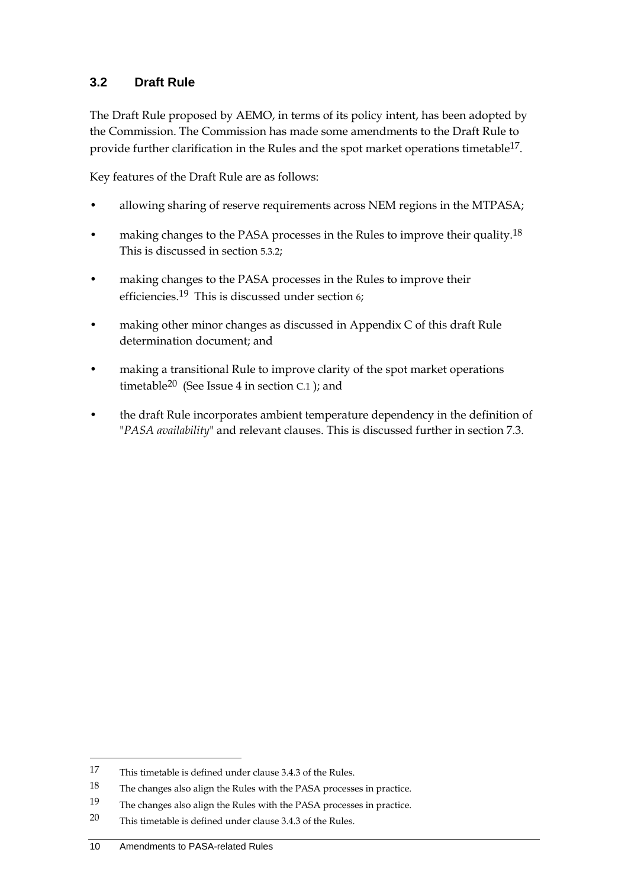### 3.2 Draft Rule

The Draft Rule proposed by AEMO, in terms of its policy intent, has been adopted by the Commission. The Commission has made some amendments to the Draft Rule to provide further clarification in the Rules and the spot market operations timetable[17].

Key features of the Draft Rule are as follows:

- allowing sharing of reserve requirements across NEM regions in the MTPASA;
- making changes to the PASA processes in the Rules to improve their quality.[18] This is discussed in section 5.3.2;
- making changes to the PASA processes in the Rules to improve their efficiencies.[19] This is discussed under section 6;
- making other minor changes as discussed in Appendix C of this draft Rule determination document; and
- making a transitional Rule to improve clarity of the spot market operations timetable[20] (See Issue 4 in section C.1 ); and
- the draft Rule incorporates ambient temperature dependency in the definition of "*PASA availability*" and relevant clauses. This is discussed further in section 7.3.

---

17 This timetable is defined under clause 3.4.3 of the Rules.

18 The changes also align the Rules with the PASA processes in practice.

19 The changes also align the Rules with the PASA processes in practice.

20 This timetable is defined under clause 3.4.3 of the Rules.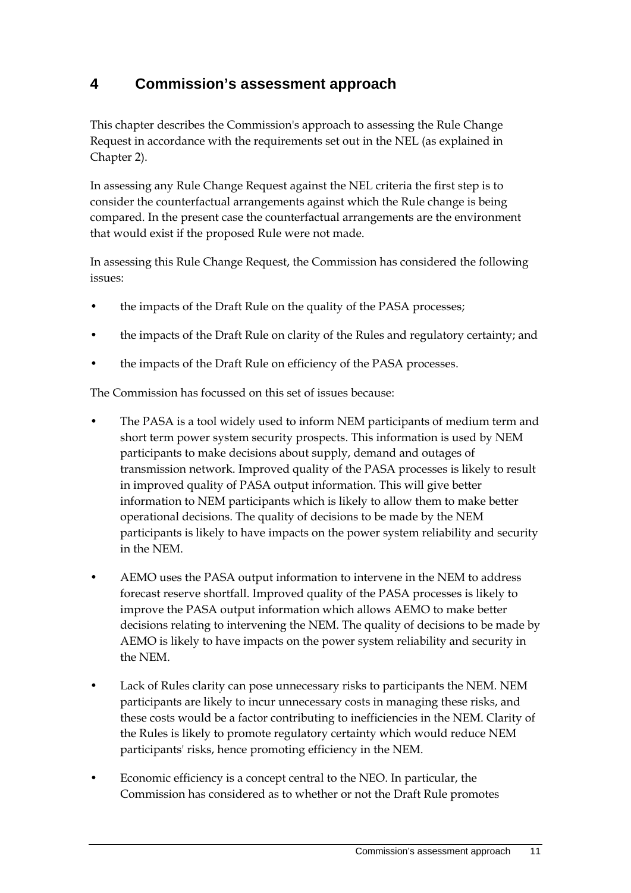# 4 Commission's assessment approach

This chapter describes the Commission's approach to assessing the Rule Change Request in accordance with the requirements set out in the NEL (as explained in Chapter 2).

In assessing any Rule Change Request against the NEL criteria the first step is to consider the counterfactual arrangements against which the Rule change is being compared. In the present case the counterfactual arrangements are the environment that would exist if the proposed Rule were not made.

In assessing this Rule Change Request, the Commission has considered the following issues:

- the impacts of the Draft Rule on the quality of the PASA processes;
- the impacts of the Draft Rule on clarity of the Rules and regulatory certainty; and
- the impacts of the Draft Rule on efficiency of the PASA processes.

The Commission has focussed on this set of issues because:

- The PASA is a tool widely used to inform NEM participants of medium term and short term power system security prospects. This information is used by NEM participants to make decisions about supply, demand and outages of transmission network. Improved quality of the PASA processes is likely to result in improved quality of PASA output information. This will give better information to NEM participants which is likely to allow them to make better operational decisions. The quality of decisions to be made by the NEM participants is likely to have impacts on the power system reliability and security in the NEM.
- AEMO uses the PASA output information to intervene in the NEM to address forecast reserve shortfall. Improved quality of the PASA processes is likely to improve the PASA output information which allows AEMO to make better decisions relating to intervening the NEM. The quality of decisions to be made by AEMO is likely to have impacts on the power system reliability and security in the NEM.
- Lack of Rules clarity can pose unnecessary risks to participants the NEM. NEM participants are likely to incur unnecessary costs in managing these risks, and these costs would be a factor contributing to inefficiencies in the NEM. Clarity of the Rules is likely to promote regulatory certainty which would reduce NEM participants' risks, hence promoting efficiency in the NEM.
- Economic efficiency is a concept central to the NEO. In particular, the Commission has considered as to whether or not the Draft Rule promotes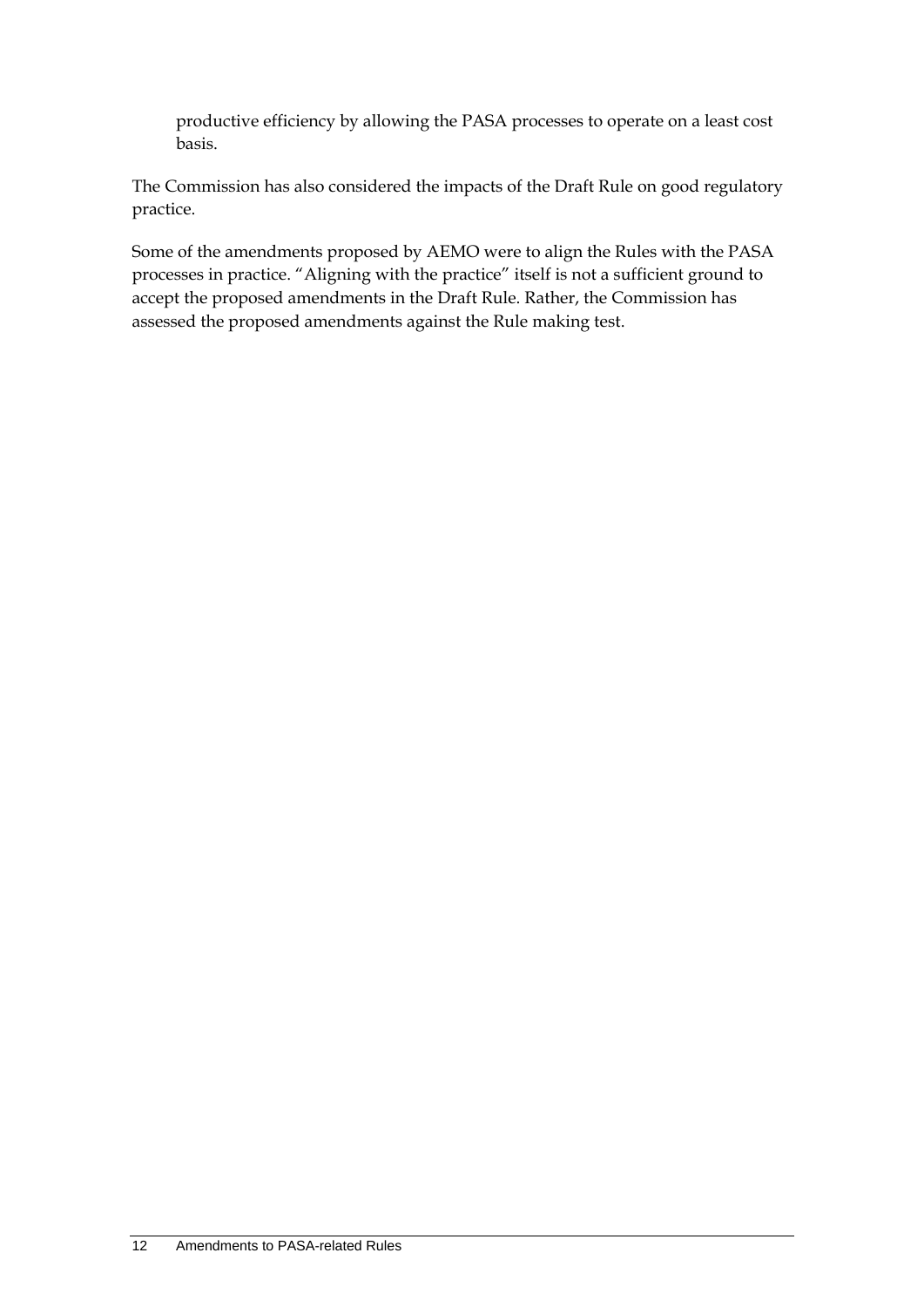productive efficiency by allowing the PASA processes to operate on a least cost basis.

The Commission has also considered the impacts of the Draft Rule on good regulatory practice.

Some of the amendments proposed by AEMO were to align the Rules with the PASA processes in practice. "Aligning with the practice" itself is not a sufficient ground to accept the proposed amendments in the Draft Rule. Rather, the Commission has assessed the proposed amendments against the Rule making test.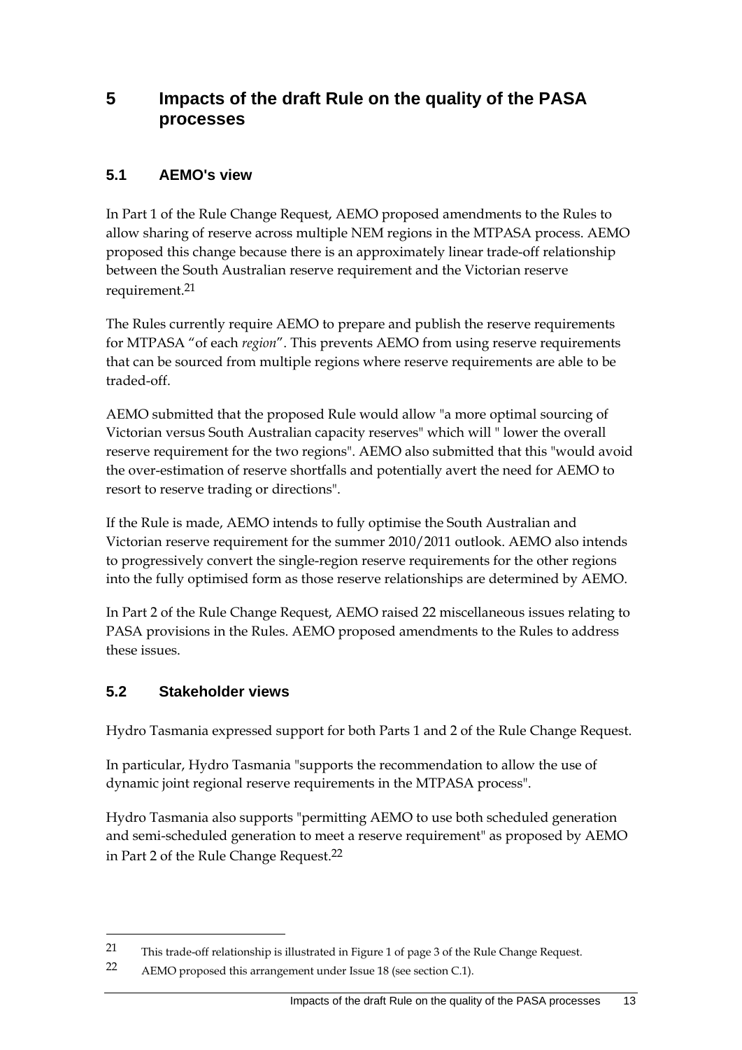# 5 Impacts of the draft Rule on the quality of the PASA processes

## 5.1 AEMO's view

In Part 1 of the Rule Change Request, AEMO proposed amendments to the Rules to allow sharing of reserve across multiple NEM regions in the MTPASA process. AEMO proposed this change because there is an approximately linear trade-off relationship between the South Australian reserve requirement and the Victorian reserve requirement.[21]

The Rules currently require AEMO to prepare and publish the reserve requirements for MTPASA "of each *region*". This prevents AEMO from using reserve requirements that can be sourced from multiple regions where reserve requirements are able to be traded-off.

AEMO submitted that the proposed Rule would allow "a more optimal sourcing of Victorian versus South Australian capacity reserves" which will " lower the overall reserve requirement for the two regions". AEMO also submitted that this "would avoid the over-estimation of reserve shortfalls and potentially avert the need for AEMO to resort to reserve trading or directions".

If the Rule is made, AEMO intends to fully optimise the South Australian and Victorian reserve requirement for the summer 2010/2011 outlook. AEMO also intends to progressively convert the single-region reserve requirements for the other regions into the fully optimised form as those reserve relationships are determined by AEMO.

In Part 2 of the Rule Change Request, AEMO raised 22 miscellaneous issues relating to PASA provisions in the Rules. AEMO proposed amendments to the Rules to address these issues.

## 5.2 Stakeholder views

Hydro Tasmania expressed support for both Parts 1 and 2 of the Rule Change Request.

In particular, Hydro Tasmania "supports the recommendation to allow the use of dynamic joint regional reserve requirements in the MTPASA process".

Hydro Tasmania also supports "permitting AEMO to use both scheduled generation and semi-scheduled generation to meet a reserve requirement" as proposed by AEMO in Part 2 of the Rule Change Request.[22]

---

[21] This trade-off relationship is illustrated in Figure 1 of page 3 of the Rule Change Request.

[22] AEMO proposed this arrangement under Issue 18 (see section C.1).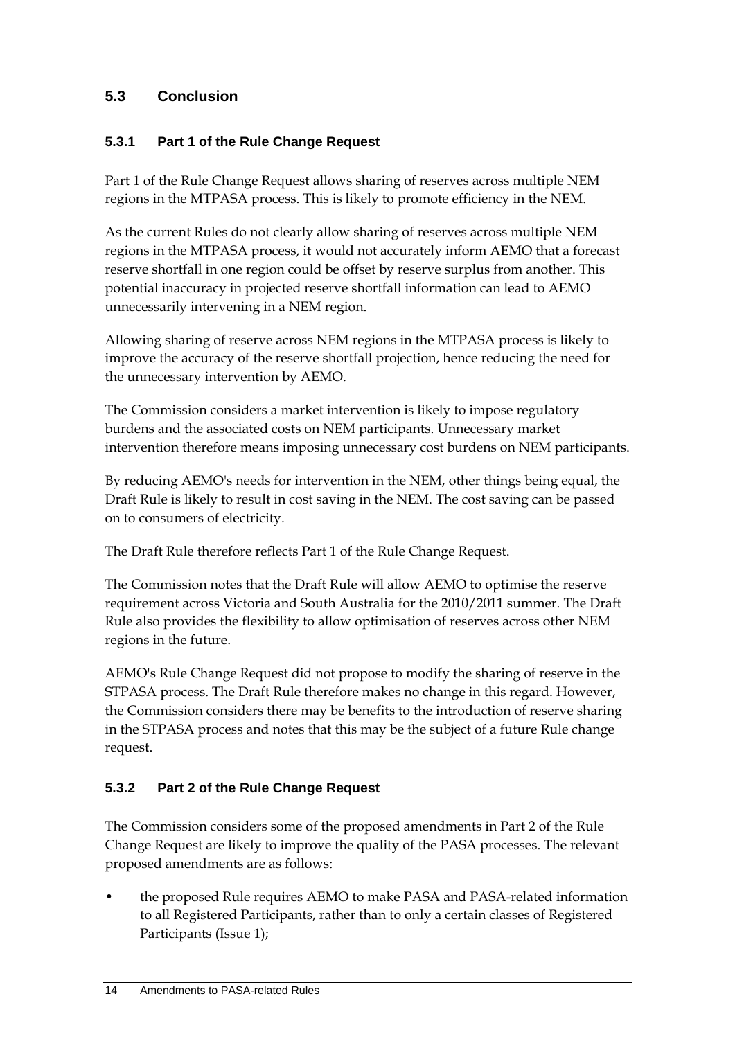## 5.3 Conclusion

### 5.3.1 Part 1 of the Rule Change Request

Part 1 of the Rule Change Request allows sharing of reserves across multiple NEM regions in the MTPASA process. This is likely to promote efficiency in the NEM.

As the current Rules do not clearly allow sharing of reserves across multiple NEM regions in the MTPASA process, it would not accurately inform AEMO that a forecast reserve shortfall in one region could be offset by reserve surplus from another. This potential inaccuracy in projected reserve shortfall information can lead to AEMO unnecessarily intervening in a NEM region.

Allowing sharing of reserve across NEM regions in the MTPASA process is likely to improve the accuracy of the reserve shortfall projection, hence reducing the need for the unnecessary intervention by AEMO.

The Commission considers a market intervention is likely to impose regulatory burdens and the associated costs on NEM participants. Unnecessary market intervention therefore means imposing unnecessary cost burdens on NEM participants.

By reducing AEMO's needs for intervention in the NEM, other things being equal, the Draft Rule is likely to result in cost saving in the NEM. The cost saving can be passed on to consumers of electricity.

The Draft Rule therefore reflects Part 1 of the Rule Change Request.

The Commission notes that the Draft Rule will allow AEMO to optimise the reserve requirement across Victoria and South Australia for the 2010/2011 summer. The Draft Rule also provides the flexibility to allow optimisation of reserves across other NEM regions in the future.

AEMO's Rule Change Request did not propose to modify the sharing of reserve in the STPASA process. The Draft Rule therefore makes no change in this regard. However, the Commission considers there may be benefits to the introduction of reserve sharing in the STPASA process and notes that this may be the subject of a future Rule change request.

### 5.3.2 Part 2 of the Rule Change Request

The Commission considers some of the proposed amendments in Part 2 of the Rule Change Request are likely to improve the quality of the PASA processes. The relevant proposed amendments are as follows:

- the proposed Rule requires AEMO to make PASA and PASA-related information to all Registered Participants, rather than to only a certain classes of Registered Participants (Issue 1);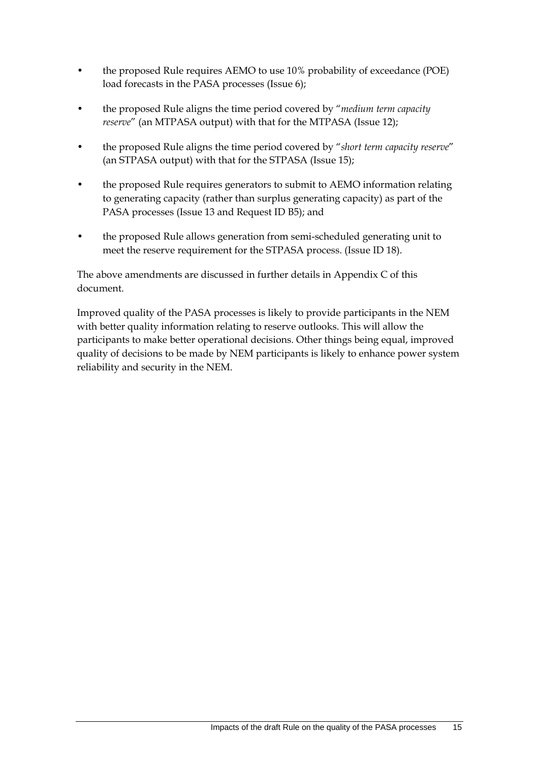- the proposed Rule requires AEMO to use 10% probability of exceedance (POE) load forecasts in the PASA processes (Issue 6);
- the proposed Rule aligns the time period covered by "*medium term capacity reserve*" (an MTPASA output) with that for the MTPASA (Issue 12);
- the proposed Rule aligns the time period covered by "*short term capacity reserve*" (an STPASA output) with that for the STPASA (Issue 15);
- the proposed Rule requires generators to submit to AEMO information relating to generating capacity (rather than surplus generating capacity) as part of the PASA processes (Issue 13 and Request ID B5); and
- the proposed Rule allows generation from semi-scheduled generating unit to meet the reserve requirement for the STPASA process. (Issue ID 18).

The above amendments are discussed in further details in Appendix C of this document.

Improved quality of the PASA processes is likely to provide participants in the NEM with better quality information relating to reserve outlooks. This will allow the participants to make better operational decisions. Other things being equal, improved quality of decisions to be made by NEM participants is likely to enhance power system reliability and security in the NEM.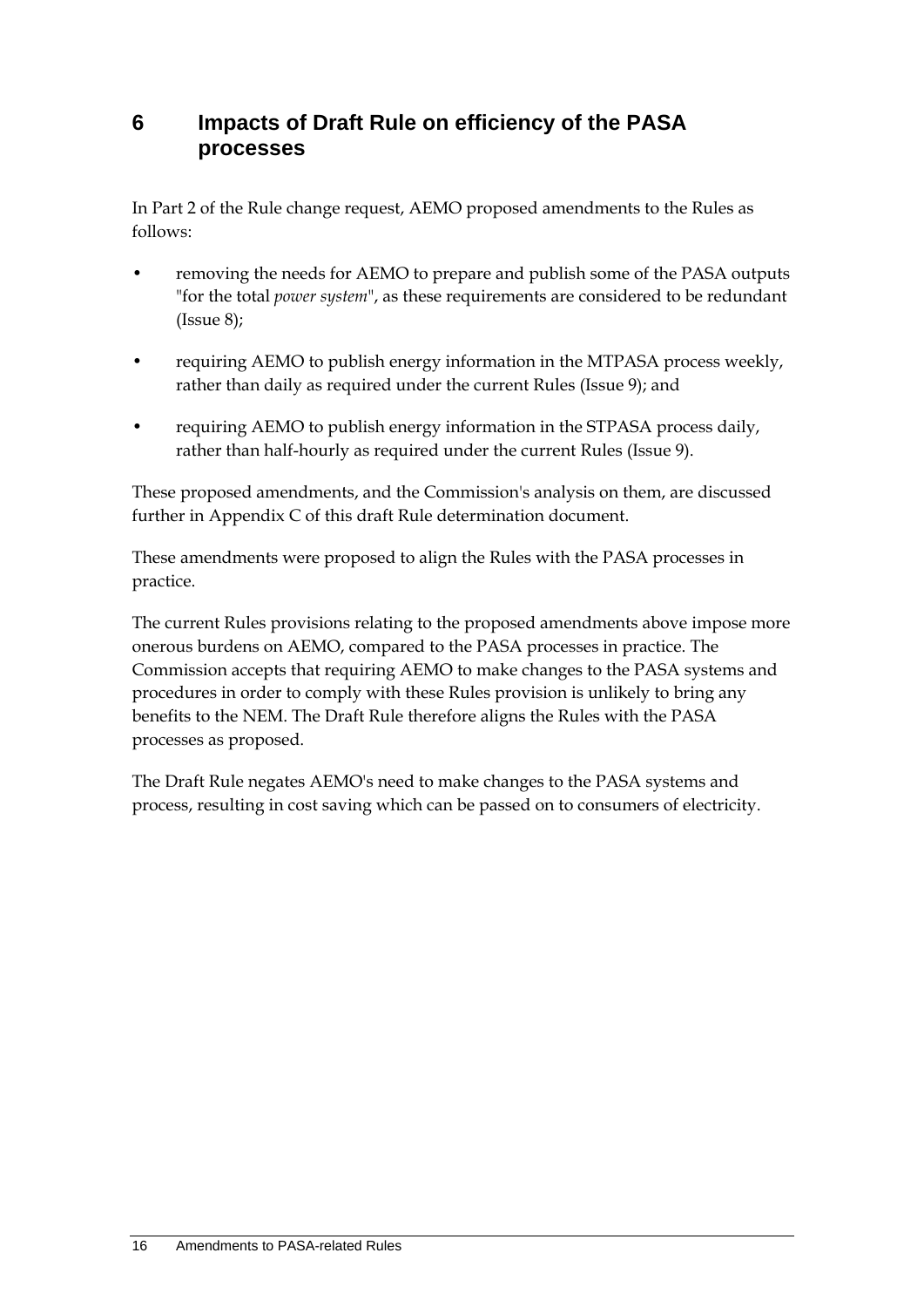# 6 Impacts of Draft Rule on efficiency of the PASA processes

In Part 2 of the Rule change request, AEMO proposed amendments to the Rules as follows:

- removing the needs for AEMO to prepare and publish some of the PASA outputs "for the total *power system*", as these requirements are considered to be redundant (Issue 8);
- requiring AEMO to publish energy information in the MTPASA process weekly, rather than daily as required under the current Rules (Issue 9); and
- requiring AEMO to publish energy information in the STPASA process daily, rather than half-hourly as required under the current Rules (Issue 9).

These proposed amendments, and the Commission's analysis on them, are discussed further in Appendix C of this draft Rule determination document.

These amendments were proposed to align the Rules with the PASA processes in practice.

The current Rules provisions relating to the proposed amendments above impose more onerous burdens on AEMO, compared to the PASA processes in practice. The Commission accepts that requiring AEMO to make changes to the PASA systems and procedures in order to comply with these Rules provision is unlikely to bring any benefits to the NEM. The Draft Rule therefore aligns the Rules with the PASA processes as proposed.

The Draft Rule negates AEMO's need to make changes to the PASA systems and process, resulting in cost saving which can be passed on to consumers of electricity.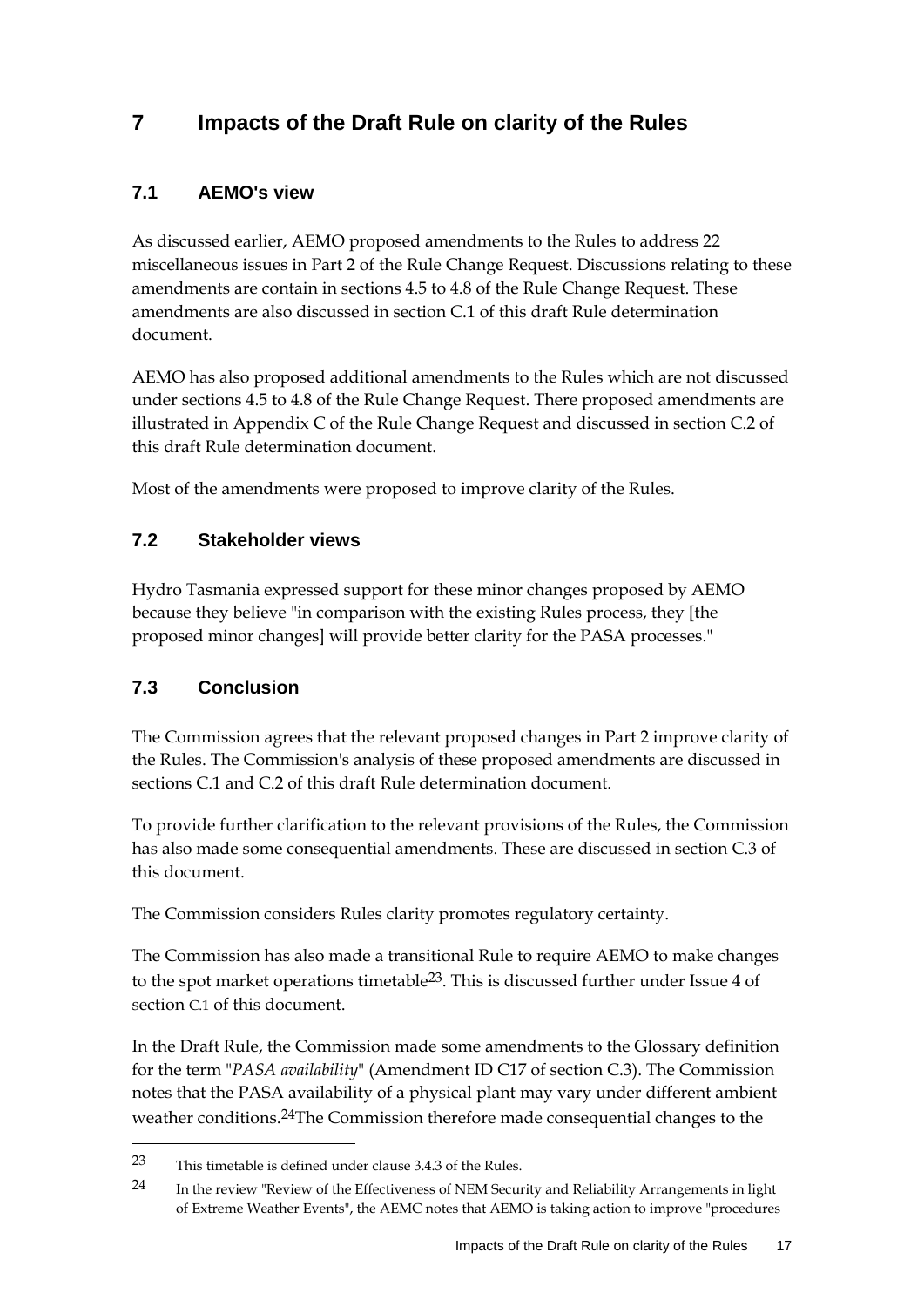# 7 Impacts of the Draft Rule on clarity of the Rules

## 7.1 AEMO's view

As discussed earlier, AEMO proposed amendments to the Rules to address 22 miscellaneous issues in Part 2 of the Rule Change Request. Discussions relating to these amendments are contain in sections 4.5 to 4.8 of the Rule Change Request. These amendments are also discussed in section C.1 of this draft Rule determination document.

AEMO has also proposed additional amendments to the Rules which are not discussed under sections 4.5 to 4.8 of the Rule Change Request. There proposed amendments are illustrated in Appendix C of the Rule Change Request and discussed in section C.2 of this draft Rule determination document.

Most of the amendments were proposed to improve clarity of the Rules.

## 7.2 Stakeholder views

Hydro Tasmania expressed support for these minor changes proposed by AEMO because they believe "in comparison with the existing Rules process, they [the proposed minor changes] will provide better clarity for the PASA processes."

## 7.3 Conclusion

The Commission agrees that the relevant proposed changes in Part 2 improve clarity of the Rules. The Commission's analysis of these proposed amendments are discussed in sections C.1 and C.2 of this draft Rule determination document.

To provide further clarification to the relevant provisions of the Rules, the Commission has also made some consequential amendments. These are discussed in section C.3 of this document.

The Commission considers Rules clarity promotes regulatory certainty.

The Commission has also made a transitional Rule to require AEMO to make changes to the spot market operations timetable[23]. This is discussed further under Issue 4 of section C.1 of this document.

In the Draft Rule, the Commission made some amendments to the Glossary definition for the term "*PASA availability*" (Amendment ID C17 of section C.3). The Commission notes that the PASA availability of a physical plant may vary under different ambient weather conditions.[24]The Commission therefore made consequential changes to the

---

[23] This timetable is defined under clause 3.4.3 of the Rules.

[24] In the review "Review of the Effectiveness of NEM Security and Reliability Arrangements in light of Extreme Weather Events", the AEMC notes that AEMO is taking action to improve "procedures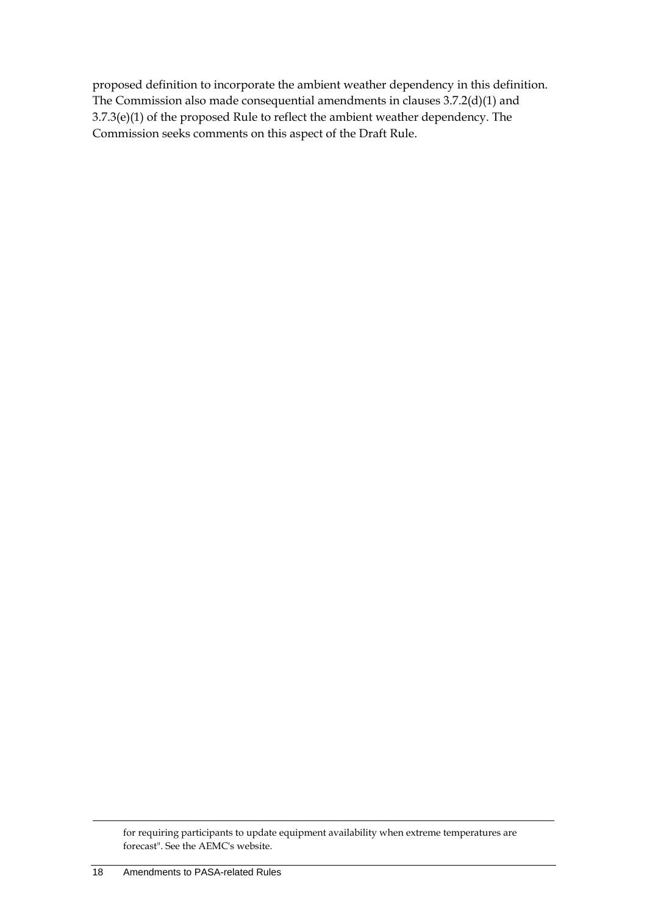proposed definition to incorporate the ambient weather dependency in this definition. The Commission also made consequential amendments in clauses 3.7.2(d)(1) and 3.7.3(e)(1) of the proposed Rule to reflect the ambient weather dependency. The Commission seeks comments on this aspect of the Draft Rule.

---

for requiring participants to update equipment availability when extreme temperatures are forecast". See the AEMC's website.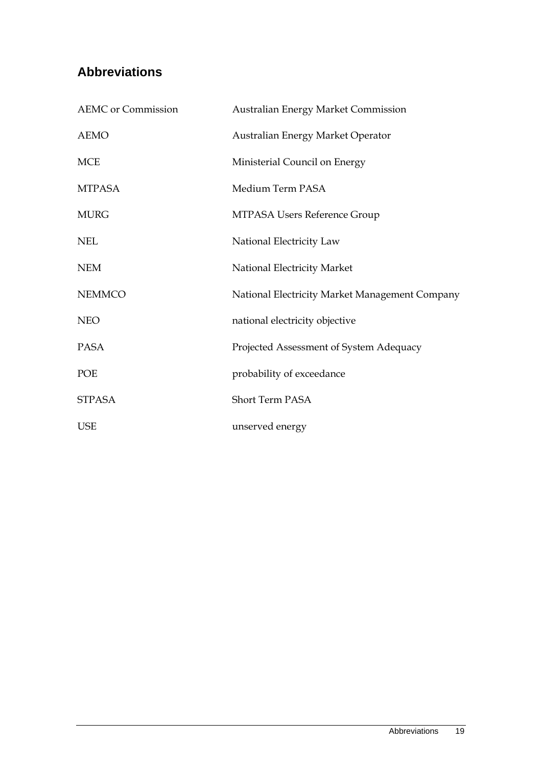## Abbreviations

| | |
|---|---|
| AEMC or Commission | Australian Energy Market Commission |
| AEMO | Australian Energy Market Operator |
| MCE | Ministerial Council on Energy |
| MTPASA | Medium Term PASA |
| MURG | MTPASA Users Reference Group |
| NEL | National Electricity Law |
| NEM | National Electricity Market |
| NEMMCO | National Electricity Market Management Company |
| NEO | national electricity objective |
| PASA | Projected Assessment of System Adequacy |
| POE | probability of exceedance |
| STPASA | Short Term PASA |
| USE | unserved energy |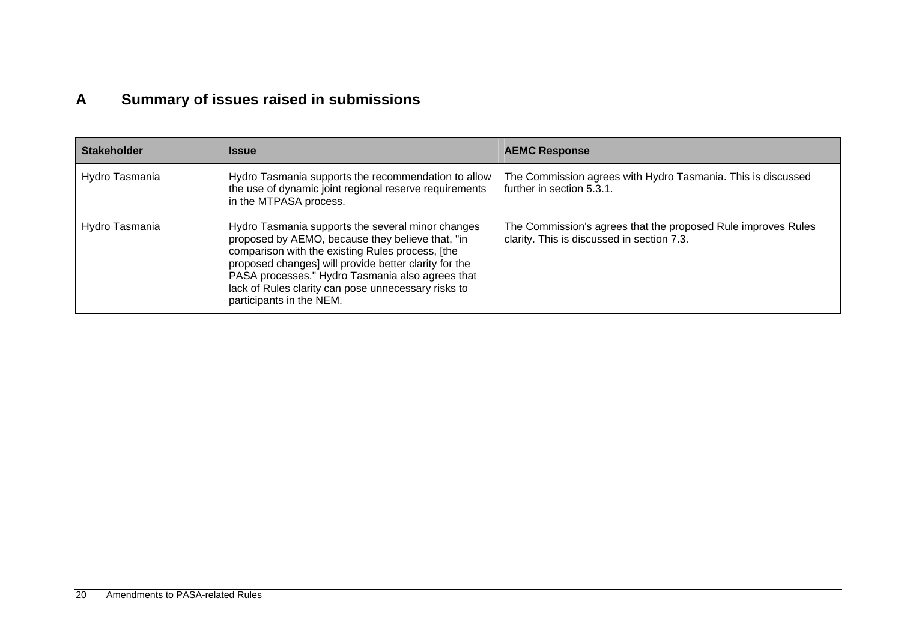# A Summary of issues raised in submissions

| Stakeholder | Issue | AEMC Response |
| --- | --- | --- |
| Hydro Tasmania | Hydro Tasmania supports the recommendation to allow the use of dynamic joint regional reserve requirements in the MTPASA process. | The Commission agrees with Hydro Tasmania. This is discussed further in section 5.3.1. |
| Hydro Tasmania | Hydro Tasmania supports the several minor changes proposed by AEMO, because they believe that, "in comparison with the existing Rules process, [the proposed changes] will provide better clarity for the PASA processes." Hydro Tasmania also agrees that lack of Rules clarity can pose unnecessary risks to participants in the NEM. | The Commission's agrees that the proposed Rule improves Rules clarity. This is discussed in section 7.3. |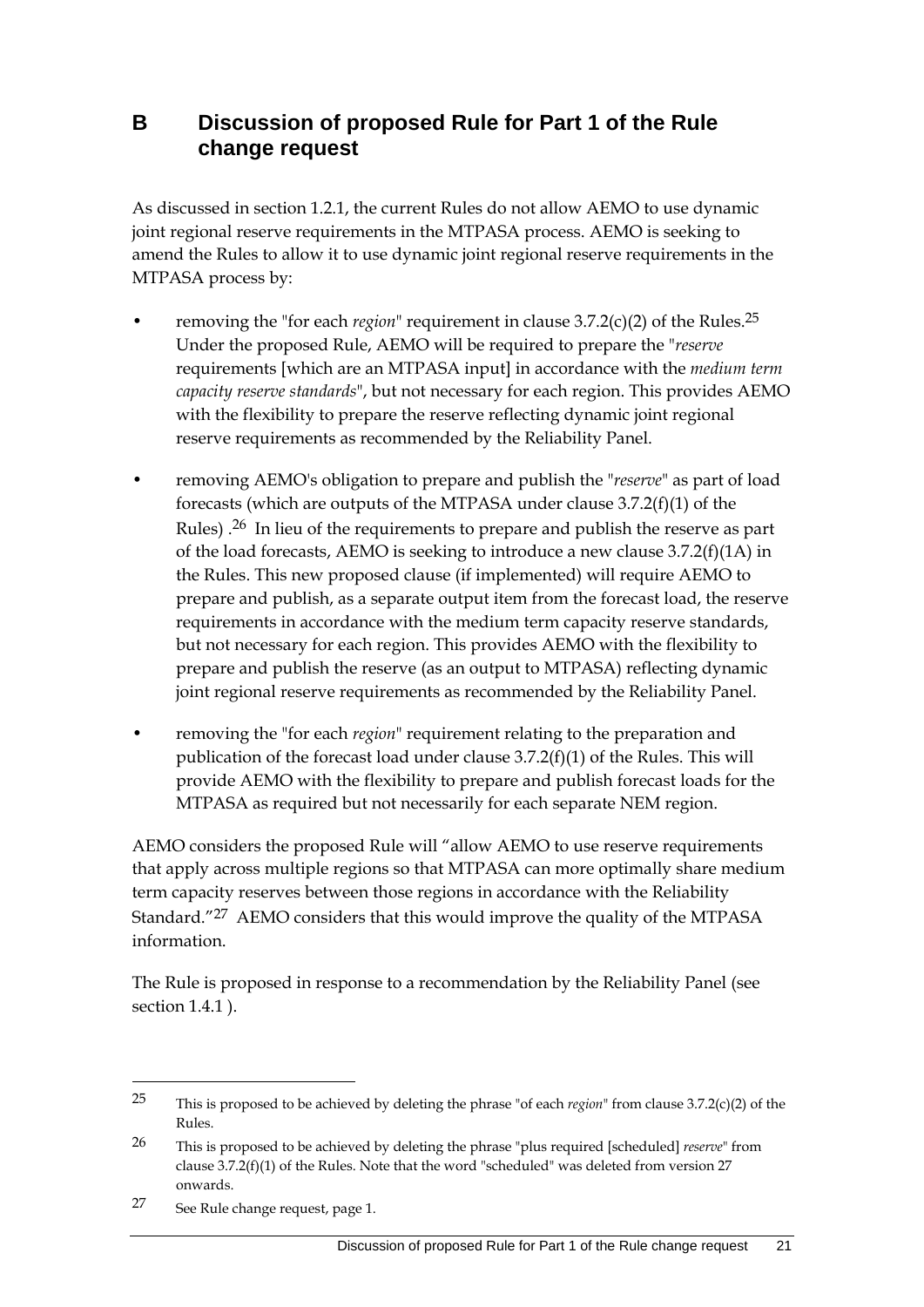# B Discussion of proposed Rule for Part 1 of the Rule change request

As discussed in section 1.2.1, the current Rules do not allow AEMO to use dynamic joint regional reserve requirements in the MTPASA process. AEMO is seeking to amend the Rules to allow it to use dynamic joint regional reserve requirements in the MTPASA process by:

- removing the "for each *region*" requirement in clause 3.7.2(c)(2) of the Rules.[25] Under the proposed Rule, AEMO will be required to prepare the "*reserve* requirements [which are an MTPASA input] in accordance with the *medium term capacity reserve standards*", but not necessary for each region. This provides AEMO with the flexibility to prepare the reserve reflecting dynamic joint regional reserve requirements as recommended by the Reliability Panel.
- removing AEMO's obligation to prepare and publish the "*reserve*" as part of load forecasts (which are outputs of the MTPASA under clause 3.7.2(f)(1) of the Rules) .[26] In lieu of the requirements to prepare and publish the reserve as part of the load forecasts, AEMO is seeking to introduce a new clause 3.7.2(f)(1A) in the Rules. This new proposed clause (if implemented) will require AEMO to prepare and publish, as a separate output item from the forecast load, the reserve requirements in accordance with the medium term capacity reserve standards, but not necessary for each region. This provides AEMO with the flexibility to prepare and publish the reserve (as an output to MTPASA) reflecting dynamic joint regional reserve requirements as recommended by the Reliability Panel.
- removing the "for each *region*" requirement relating to the preparation and publication of the forecast load under clause 3.7.2(f)(1) of the Rules. This will provide AEMO with the flexibility to prepare and publish forecast loads for the MTPASA as required but not necessarily for each separate NEM region.

AEMO considers the proposed Rule will "allow AEMO to use reserve requirements that apply across multiple regions so that MTPASA can more optimally share medium term capacity reserves between those regions in accordance with the Reliability Standard."[27] AEMO considers that this would improve the quality of the MTPASA information.

The Rule is proposed in response to a recommendation by the Reliability Panel (see section 1.4.1 ).

---

[25] This is proposed to be achieved by deleting the phrase "of each *region*" from clause 3.7.2(c)(2) of the Rules.

[26] This is proposed to be achieved by deleting the phrase "plus required [scheduled] *reserve*" from clause 3.7.2(f)(1) of the Rules. Note that the word "scheduled" was deleted from version 27 onwards.

[27] See Rule change request, page 1.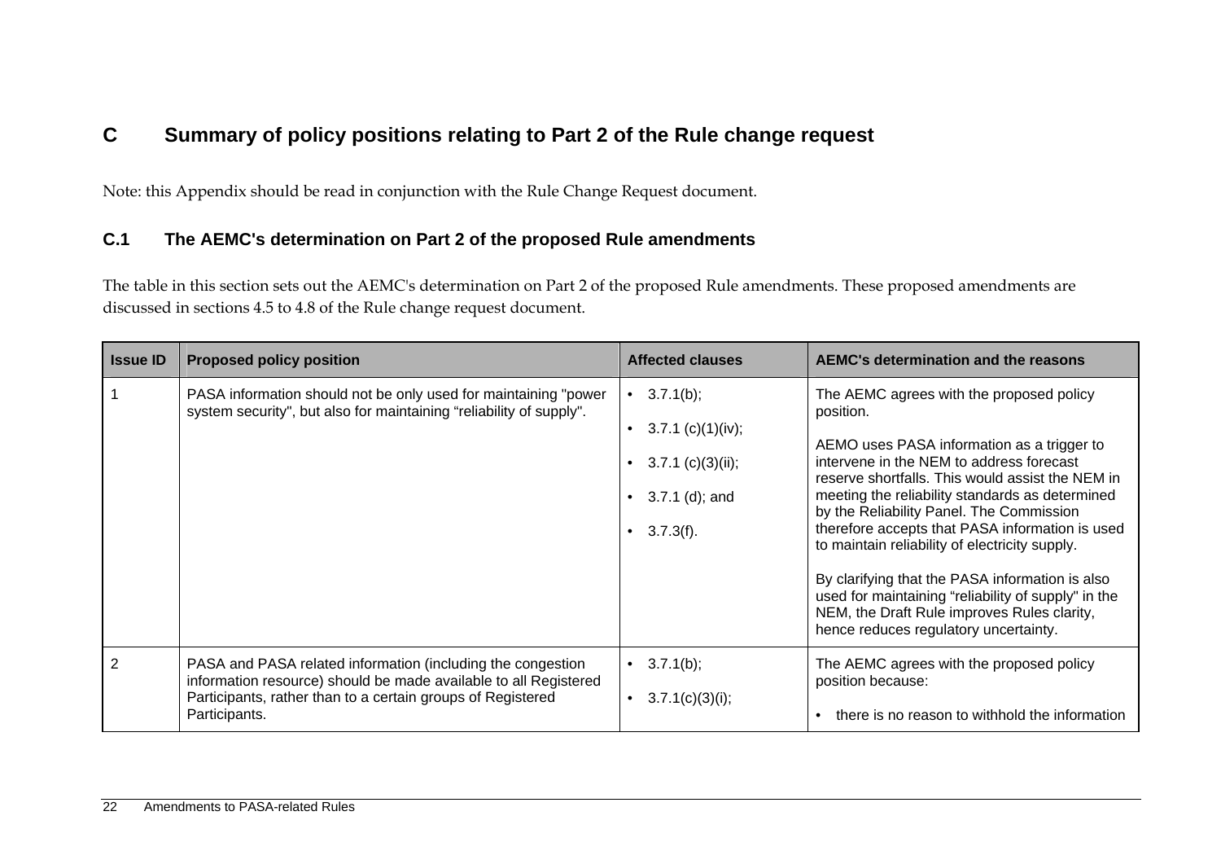# C Summary of policy positions relating to Part 2 of the Rule change request

Note: this Appendix should be read in conjunction with the Rule Change Request document.

## C.1 The AEMC's determination on Part 2 of the proposed Rule amendments

The table in this section sets out the AEMC's determination on Part 2 of the proposed Rule amendments. These proposed amendments are discussed in sections 4.5 to 4.8 of the Rule change request document.

| Issue ID | Proposed policy position | Affected clauses | AEMC's determination and the reasons |
|---|---|---|---|
| 1 | PASA information should not be only used for maintaining "power system security", but also for maintaining "reliability of supply". | • 3.7.1(b);<br>• 3.7.1 (c)(1)(iv);<br>• 3.7.1 (c)(3)(ii);<br>• 3.7.1 (d); and<br>• 3.7.3(f). | The AEMC agrees with the proposed policy position.<br><br>AEMO uses PASA information as a trigger to intervene in the NEM to address forecast reserve shortfalls. This would assist the NEM in meeting the reliability standards as determined by the Reliability Panel. The Commission therefore accepts that PASA information is used to maintain reliability of electricity supply.<br><br>By clarifying that the PASA information is also used for maintaining "reliability of supply" in the NEM, the Draft Rule improves Rules clarity, hence reduces regulatory uncertainty. |
| 2 | PASA and PASA related information (including the congestion information resource) should be made available to all Registered Participants, rather than to a certain groups of Registered Participants. | • 3.7.1(b);<br>• 3.7.1(c)(3)(i); | The AEMC agrees with the proposed policy position because:<br><br>• there is no reason to withhold the information |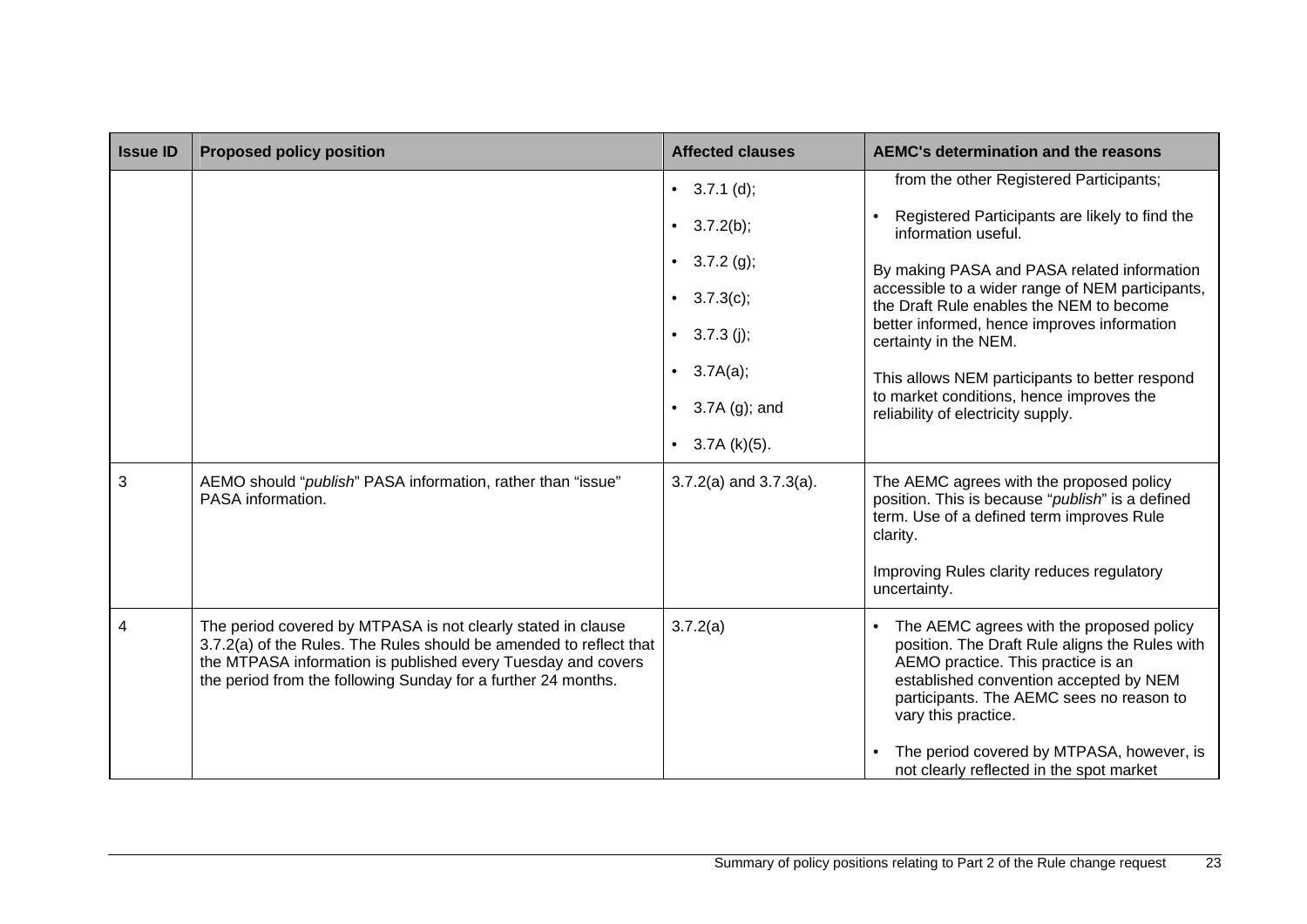| Issue ID | Proposed policy position | Affected clauses | AEMC's determination and the reasons |
|---|---|---|---|
| | | • 3.7.1 (d);<br>• 3.7.2(b);<br>• 3.7.2 (g);<br>• 3.7.3(c);<br>• 3.7.3 (j);<br>• 3.7A(a);<br>• 3.7A (g); and<br>• 3.7A (k)(5). | from the other Registered Participants;<br>• Registered Participants are likely to find the information useful.<br><br>By making PASA and PASA related information accessible to a wider range of NEM participants, the Draft Rule enables the NEM to become better informed, hence improves information certainty in the NEM.<br><br>This allows NEM participants to better respond to market conditions, hence improves the reliability of electricity supply. |
| 3 | AEMO should "*publish*" PASA information, rather than "issue" PASA information. | 3.7.2(a) and 3.7.3(a). | The AEMC agrees with the proposed policy position. This is because "*publish*" is a defined term. Use of a defined term improves Rule clarity.<br><br>Improving Rules clarity reduces regulatory uncertainty. |
| 4 | The period covered by MTPASA is not clearly stated in clause 3.7.2(a) of the Rules. The Rules should be amended to reflect that the MTPASA information is published every Tuesday and covers the period from the following Sunday for a further 24 months. | 3.7.2(a) | • The AEMC agrees with the proposed policy position. The Draft Rule aligns the Rules with AEMO practice. This practice is an established convention accepted by NEM participants. The AEMC sees no reason to vary this practice.<br><br>• The period covered by MTPASA, however, is not clearly reflected in the spot market |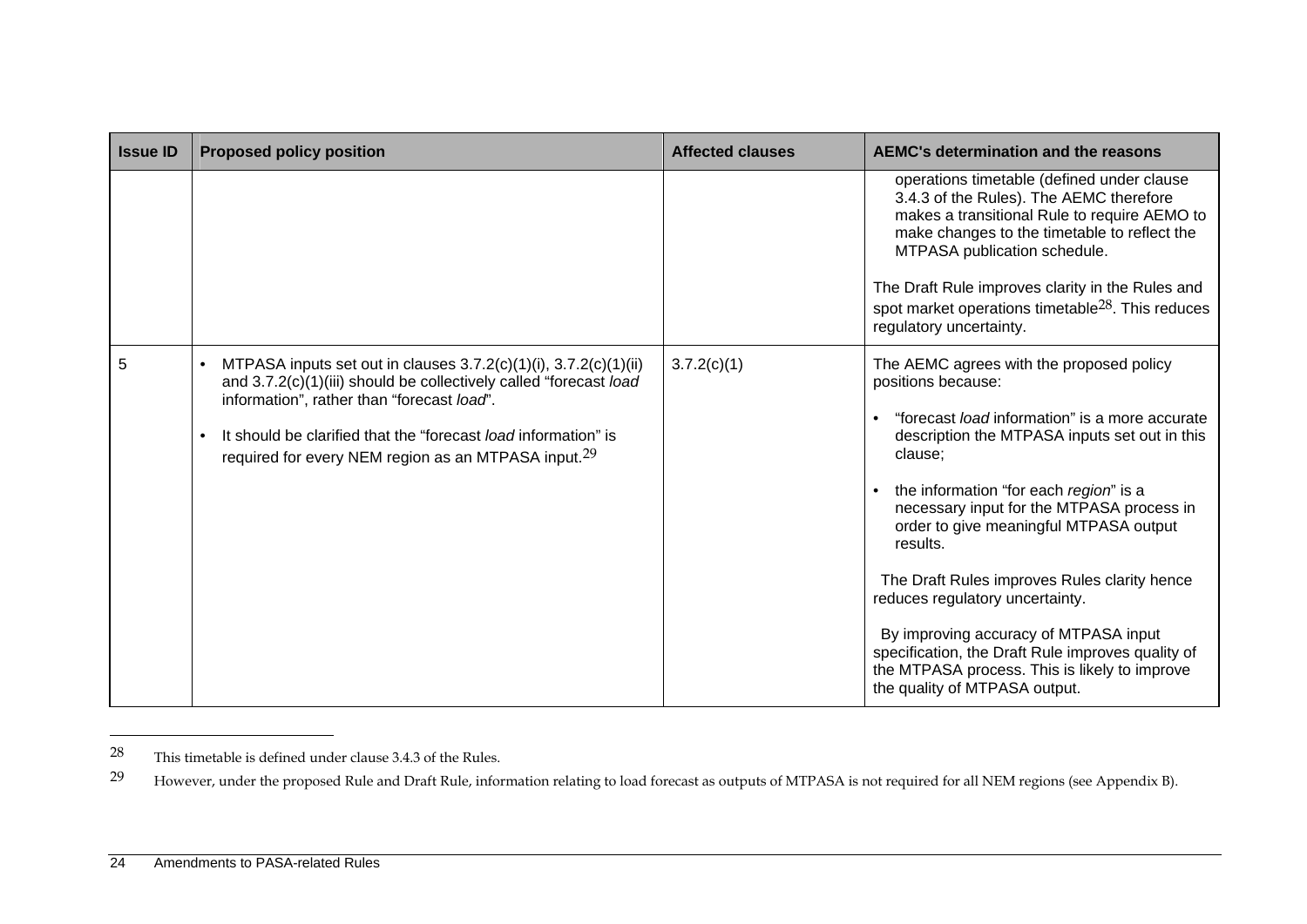| Issue ID | Proposed policy position | Affected clauses | AEMC's determination and the reasons |
|---|---|---|---|
| | | | operations timetable (defined under clause 3.4.3 of the Rules). The AEMC therefore makes a transitional Rule to require AEMO to make changes to the timetable to reflect the MTPASA publication schedule.<br><br>The Draft Rule improves clarity in the Rules and spot market operations timetable[28]. This reduces regulatory uncertainty. |
| 5 | • MTPASA inputs set out in clauses 3.7.2(c)(1)(i), 3.7.2(c)(1)(ii) and 3.7.2(c)(1)(iii) should be collectively called "forecast *load* information", rather than "forecast *load*".<br><br>• It should be clarified that the "forecast *load* information" is required for every NEM region as an MTPASA input.[29] | 3.7.2(c)(1) | The AEMC agrees with the proposed policy positions because:<br><br>• "forecast *load* information" is a more accurate description the MTPASA inputs set out in this clause;<br><br>• the information "for each *region*" is a necessary input for the MTPASA process in order to give meaningful MTPASA output results.<br><br>The Draft Rules improves Rules clarity hence reduces regulatory uncertainty.<br><br>By improving accuracy of MTPASA input specification, the Draft Rule improves quality of the MTPASA process. This is likely to improve the quality of MTPASA output. |

[28] This timetable is defined under clause 3.4.3 of the Rules.

[29] However, under the proposed Rule and Draft Rule, information relating to load forecast as outputs of MTPASA is not required for all NEM regions (see Appendix B).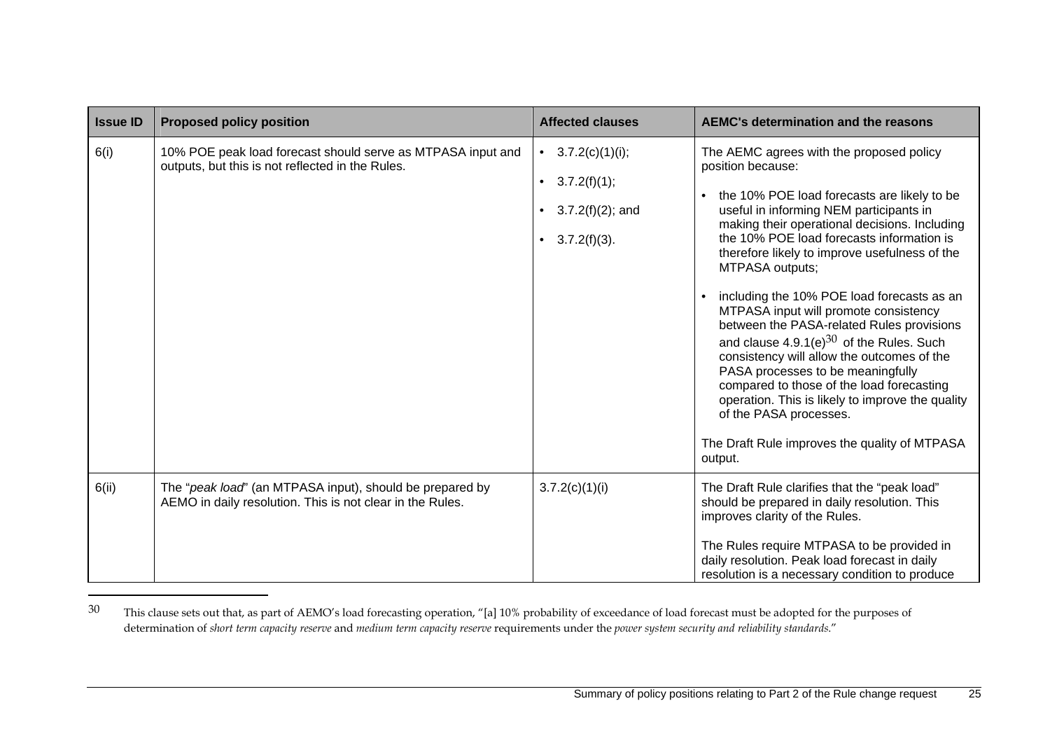| Issue ID | Proposed policy position | Affected clauses | AEMC's determination and the reasons |
|---|---|---|---|
| 6(i) | 10% POE peak load forecast should serve as MTPASA input and outputs, but this is not reflected in the Rules. | • 3.7.2(c)(1)(i);<br>• 3.7.2(f)(1);<br>• 3.7.2(f)(2); and<br>• 3.7.2(f)(3). | The AEMC agrees with the proposed policy position because:<br>• the 10% POE load forecasts are likely to be useful in informing NEM participants in making their operational decisions. Including the 10% POE load forecasts information is therefore likely to improve usefulness of the MTPASA outputs;<br>• including the 10% POE load forecasts as an MTPASA input will promote consistency between the PASA-related Rules provisions and clause 4.9.1(e)[30] of the Rules. Such consistency will allow the outcomes of the PASA processes to be meaningfully compared to those of the load forecasting operation. This is likely to improve the quality of the PASA processes.<br><br>The Draft Rule improves the quality of MTPASA output. |
| 6(ii) | The "*peak load*" (an MTPASA input), should be prepared by AEMO in daily resolution. This is not clear in the Rules. | 3.7.2(c)(1)(i) | The Draft Rule clarifies that the "peak load" should be prepared in daily resolution. This improves clarity of the Rules.<br><br>The Rules require MTPASA to be provided in daily resolution. Peak load forecast in daily resolution is a necessary condition to produce |

30 This clause sets out that, as part of AEMO's load forecasting operation, "[a] 10% probability of exceedance of load forecast must be adopted for the purposes of determination of *short term capacity reserve* and *medium term capacity reserve* requirements under the *power system security and reliability standards*."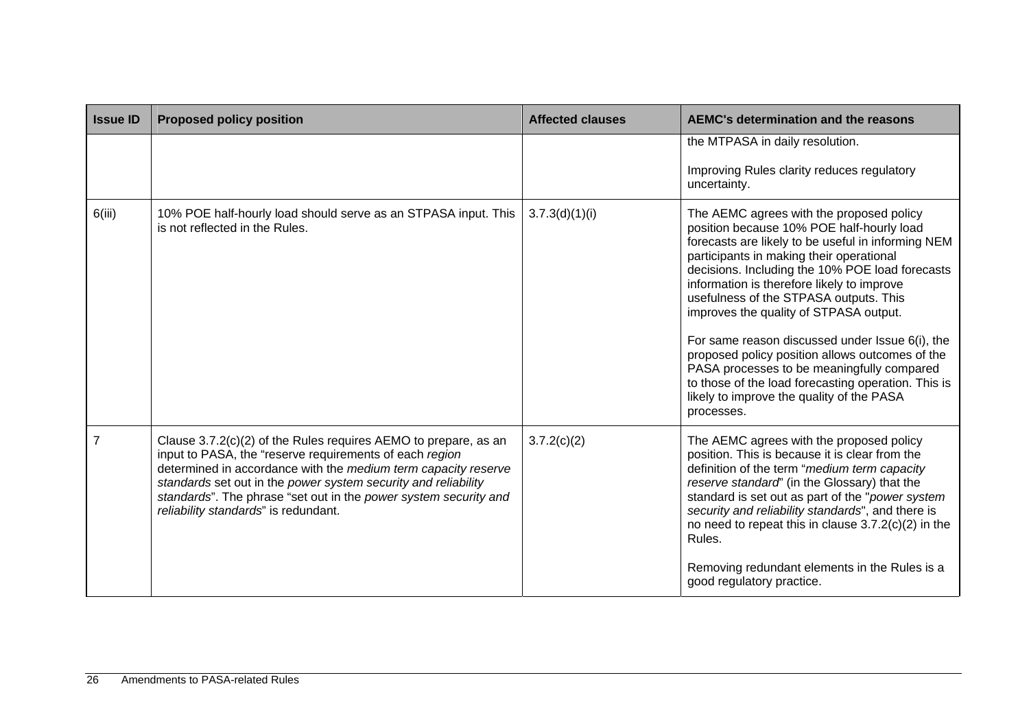| Issue ID | Proposed policy position | Affected clauses | AEMC's determination and the reasons |
|---|---|---|---|
| | | | the MTPASA in daily resolution.<br><br>Improving Rules clarity reduces regulatory uncertainty. |
| 6(iii) | 10% POE half-hourly load should serve as an STPASA input. This is not reflected in the Rules. | 3.7.3(d)(1)(i) | The AEMC agrees with the proposed policy position because 10% POE half-hourly load forecasts are likely to be useful in informing NEM participants in making their operational decisions. Including the 10% POE load forecasts information is therefore likely to improve usefulness of the STPASA outputs. This improves the quality of STPASA output.<br><br>For same reason discussed under Issue 6(i), the proposed policy position allows outcomes of the PASA processes to be meaningfully compared to those of the load forecasting operation. This is likely to improve the quality of the PASA processes. |
| 7 | Clause 3.7.2(c)(2) of the Rules requires AEMO to prepare, as an input to PASA, the "reserve requirements of each *region* determined in accordance with the *medium term capacity reserve standards* set out in the *power system security and reliability standards*". The phrase "set out in the *power system security and reliability standards*" is redundant. | 3.7.2(c)(2) | The AEMC agrees with the proposed policy position. This is because it is clear from the definition of the term "*medium term capacity reserve standard*" (in the Glossary) that the standard is set out as part of the "*power system security and reliability standards*", and there is no need to repeat this in clause 3.7.2(c)(2) in the Rules.<br><br>Removing redundant elements in the Rules is a good regulatory practice. |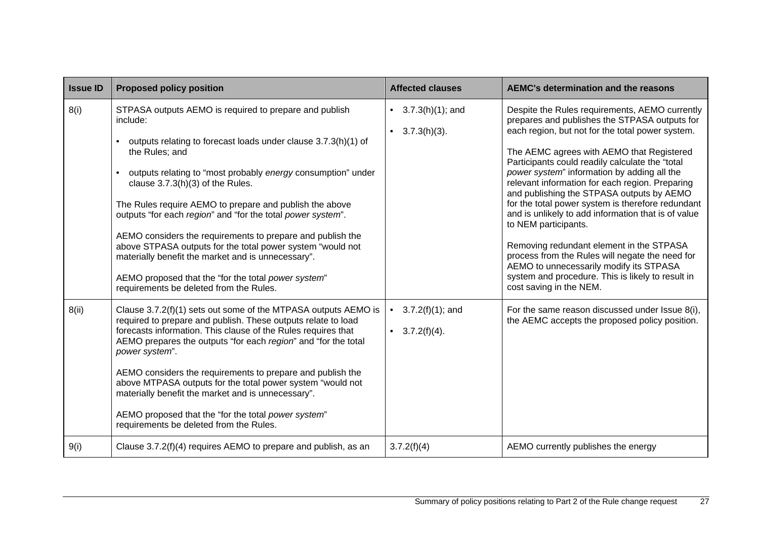| Issue ID | Proposed policy position | Affected clauses | AEMC's determination and the reasons |
|---|---|---|---|
| 8(i) | STPASA outputs AEMO is required to prepare and publish include:<br><br>• outputs relating to forecast loads under clause 3.7.3(h)(1) of the Rules; and<br><br>• outputs relating to "most probably *energy* consumption" under clause 3.7.3(h)(3) of the Rules.<br><br>The Rules require AEMO to prepare and publish the above outputs "for each *region*" and "for the total *power system*".<br><br>AEMO considers the requirements to prepare and publish the above STPASA outputs for the total power system "would not materially benefit the market and is unnecessary".<br><br>AEMO proposed that the "for the total *power system*" requirements be deleted from the Rules. | • 3.7.3(h)(1); and<br><br>• 3.7.3(h)(3). | Despite the Rules requirements, AEMO currently prepares and publishes the STPASA outputs for each region, but not for the total power system.<br><br>The AEMC agrees with AEMO that Registered Participants could readily calculate the "total *power system*" information by adding all the relevant information for each region. Preparing and publishing the STPASA outputs by AEMO for the total power system is therefore redundant and is unlikely to add information that is of value to NEM participants.<br><br>Removing redundant element in the STPASA process from the Rules will negate the need for AEMO to unnecessarily modify its STPASA system and procedure. This is likely to result in cost saving in the NEM. |
| 8(ii) | Clause 3.7.2(f)(1) sets out some of the MTPASA outputs AEMO is required to prepare and publish. These outputs relate to load forecasts information. This clause of the Rules requires that AEMO prepares the outputs "for each *region*" and "for the total *power system*".<br><br>AEMO considers the requirements to prepare and publish the above MTPASA outputs for the total power system "would not materially benefit the market and is unnecessary".<br><br>AEMO proposed that the "for the total *power system*" requirements be deleted from the Rules. | • 3.7.2(f)(1); and<br><br>• 3.7.2(f)(4). | For the same reason discussed under Issue 8(i), the AEMC accepts the proposed policy position. |
| 9(i) | Clause 3.7.2(f)(4) requires AEMO to prepare and publish, as an | 3.7.2(f)(4) | AEMO currently publishes the energy |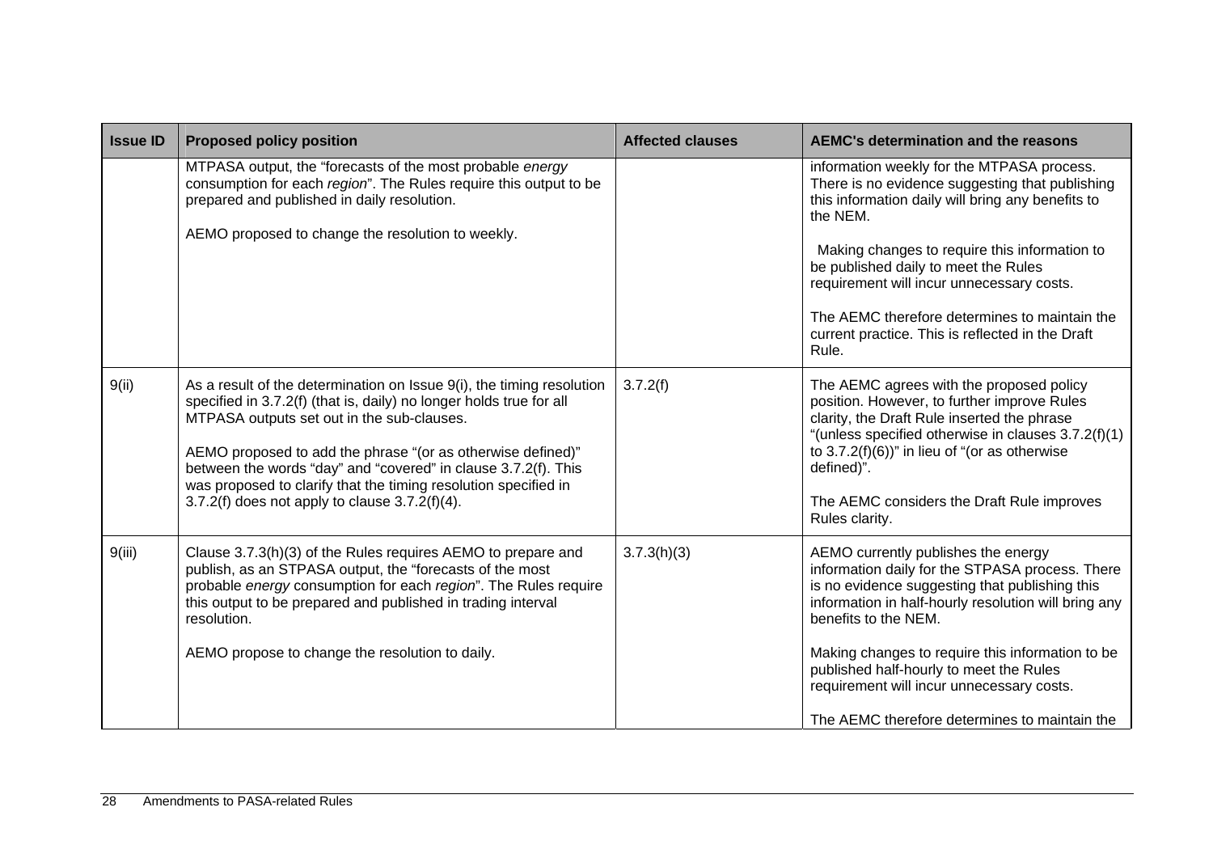| Issue ID | Proposed policy position | Affected clauses | AEMC's determination and the reasons |
|---|---|---|---|
| | MTPASA output, the "forecasts of the most probable *energy* consumption for each *region*". The Rules require this output to be prepared and published in daily resolution.<br><br>AEMO proposed to change the resolution to weekly. | | information weekly for the MTPASA process. There is no evidence suggesting that publishing this information daily will bring any benefits to the NEM.<br><br>Making changes to require this information to be published daily to meet the Rules requirement will incur unnecessary costs.<br><br>The AEMC therefore determines to maintain the current practice. This is reflected in the Draft Rule. |
| 9(ii) | As a result of the determination on Issue 9(i), the timing resolution specified in 3.7.2(f) (that is, daily) no longer holds true for all MTPASA outputs set out in the sub-clauses.<br><br>AEMO proposed to add the phrase "(or as otherwise defined)" between the words "day" and "covered" in clause 3.7.2(f). This was proposed to clarify that the timing resolution specified in 3.7.2(f) does not apply to clause 3.7.2(f)(4). | 3.7.2(f) | The AEMC agrees with the proposed policy position. However, to further improve Rules clarity, the Draft Rule inserted the phrase "(unless specified otherwise in clauses 3.7.2(f)(1) to 3.7.2(f)(6))" in lieu of "(or as otherwise defined)".<br><br>The AEMC considers the Draft Rule improves Rules clarity. |
| 9(iii) | Clause 3.7.3(h)(3) of the Rules requires AEMO to prepare and publish, as an STPASA output, the "forecasts of the most probable *energy* consumption for each *region*". The Rules require this output to be prepared and published in trading interval resolution.<br><br>AEMO propose to change the resolution to daily. | 3.7.3(h)(3) | AEMO currently publishes the energy information daily for the STPASA process. There is no evidence suggesting that publishing this information in half-hourly resolution will bring any benefits to the NEM.<br><br>Making changes to require this information to be published half-hourly to meet the Rules requirement will incur unnecessary costs.<br><br>The AEMC therefore determines to maintain the |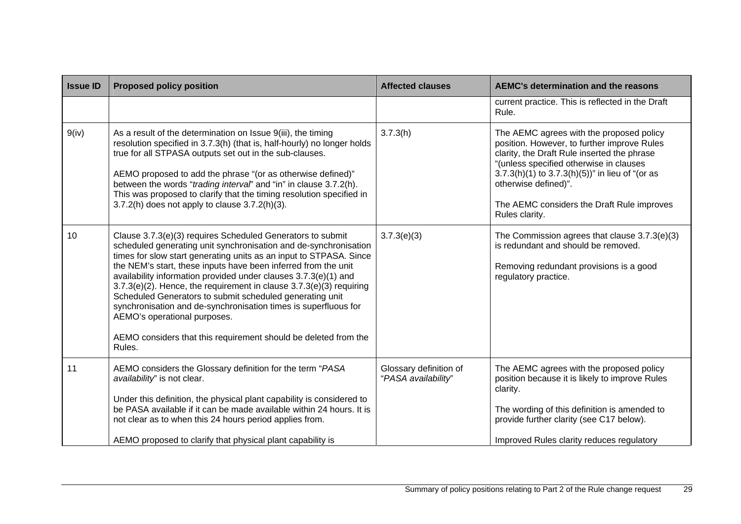| Issue ID | Proposed policy position | Affected clauses | AEMC's determination and the reasons |
|---|---|---|---|
| | | | current practice. This is reflected in the Draft Rule. |
| 9(iv) | As a result of the determination on Issue 9(iii), the timing resolution specified in 3.7.3(h) (that is, half-hourly) no longer holds true for all STPASA outputs set out in the sub-clauses.<br><br>AEMO proposed to add the phrase "(or as otherwise defined)" between the words "*trading interval*" and "in" in clause 3.7.2(h). This was proposed to clarify that the timing resolution specified in 3.7.2(h) does not apply to clause 3.7.2(h)(3). | 3.7.3(h) | The AEMC agrees with the proposed policy position. However, to further improve Rules clarity, the Draft Rule inserted the phrase "(unless specified otherwise in clauses 3.7.3(h)(1) to 3.7.3(h)(5))" in lieu of "(or as otherwise defined)".<br><br>The AEMC considers the Draft Rule improves Rules clarity. |
| 10 | Clause 3.7.3(e)(3) requires Scheduled Generators to submit scheduled generating unit synchronisation and de-synchronisation times for slow start generating units as an input to STPASA. Since the NEM's start, these inputs have been inferred from the unit availability information provided under clauses 3.7.3(e)(1) and 3.7.3(e)(2). Hence, the requirement in clause 3.7.3(e)(3) requiring Scheduled Generators to submit scheduled generating unit synchronisation and de-synchronisation times is superfluous for AEMO's operational purposes.<br><br>AEMO considers that this requirement should be deleted from the Rules. | 3.7.3(e)(3) | The Commission agrees that clause 3.7.3(e)(3) is redundant and should be removed.<br><br>Removing redundant provisions is a good regulatory practice. |
| 11 | AEMO considers the Glossary definition for the term "*PASA availability*" is not clear.<br><br>Under this definition, the physical plant capability is considered to be PASA available if it can be made available within 24 hours. It is not clear as to when this 24 hours period applies from.<br><br>AEMO proposed to clarify that physical plant capability is | Glossary definition of "*PASA availability*" | The AEMC agrees with the proposed policy position because it is likely to improve Rules clarity.<br><br>The wording of this definition is amended to provide further clarity (see C17 below).<br><br>Improved Rules clarity reduces regulatory |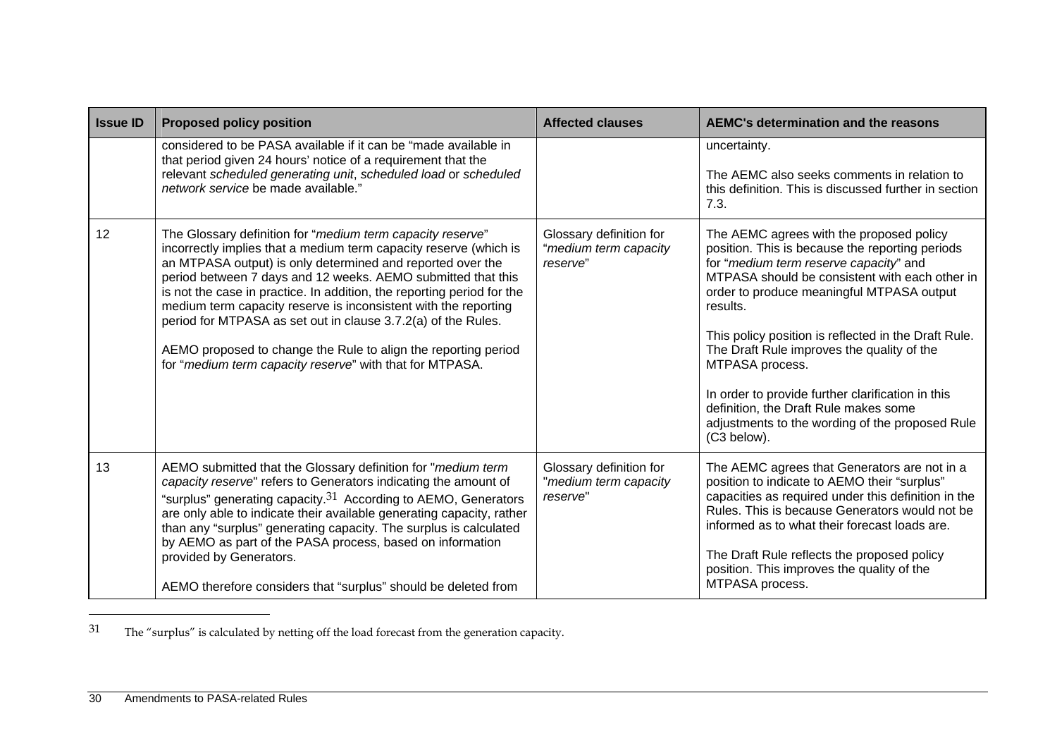| Issue ID | Proposed policy position | Affected clauses | AEMC's determination and the reasons |
|---|---|---|---|
| | considered to be PASA available if it can be "made available in that period given 24 hours' notice of a requirement that the relevant *scheduled generating unit*, *scheduled load* or *scheduled network service* be made available." | | uncertainty.<br><br>The AEMC also seeks comments in relation to this definition. This is discussed further in section 7.3. |
| 12 | The Glossary definition for "*medium term capacity reserve*" incorrectly implies that a medium term capacity reserve (which is an MTPASA output) is only determined and reported over the period between 7 days and 12 weeks. AEMO submitted that this is not the case in practice. In addition, the reporting period for the medium term capacity reserve is inconsistent with the reporting period for MTPASA as set out in clause 3.7.2(a) of the Rules.<br><br>AEMO proposed to change the Rule to align the reporting period for "*medium term capacity reserve*" with that for MTPASA. | Glossary definition for "*medium term capacity reserve*" | The AEMC agrees with the proposed policy position. This is because the reporting periods for "*medium term reserve capacity*" and MTPASA should be consistent with each other in order to produce meaningful MTPASA output results.<br><br>This policy position is reflected in the Draft Rule. The Draft Rule improves the quality of the MTPASA process.<br><br>In order to provide further clarification in this definition, the Draft Rule makes some adjustments to the wording of the proposed Rule (C3 below). |
| 13 | AEMO submitted that the Glossary definition for "*medium term capacity reserve*" refers to Generators indicating the amount of "surplus" generating capacity.[31] According to AEMO, Generators are only able to indicate their available generating capacity, rather than any "surplus" generating capacity. The surplus is calculated by AEMO as part of the PASA process, based on information provided by Generators.<br><br>AEMO therefore considers that "surplus" should be deleted from | Glossary definition for "*medium term capacity reserve*" | The AEMC agrees that Generators are not in a position to indicate to AEMO their "surplus" capacities as required under this definition in the Rules. This is because Generators would not be informed as to what their forecast loads are.<br><br>The Draft Rule reflects the proposed policy position. This improves the quality of the MTPASA process. |

[31] The "surplus" is calculated by netting off the load forecast from the generation capacity.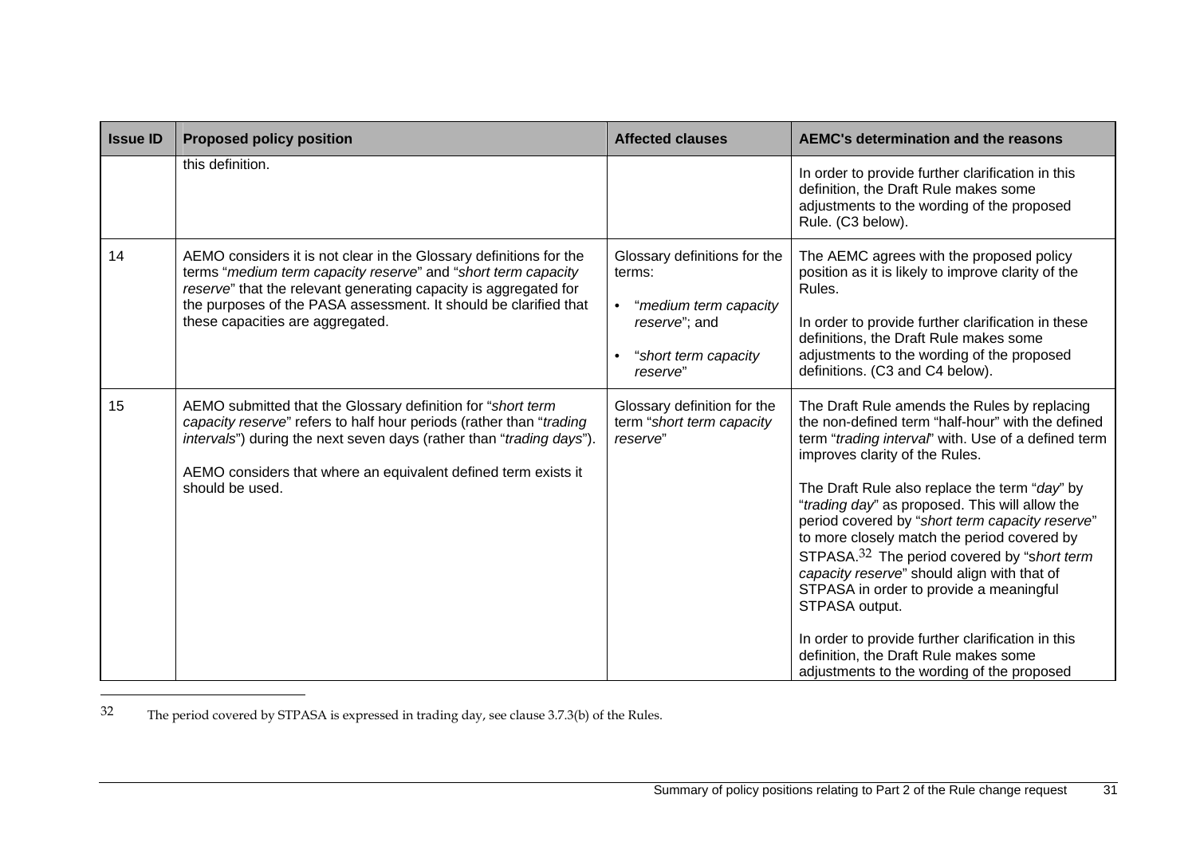| Issue ID | Proposed policy position | Affected clauses | AEMC's determination and the reasons |
|---|---|---|---|
| | this definition. | | In order to provide further clarification in this definition, the Draft Rule makes some adjustments to the wording of the proposed Rule. (C3 below). |
| 14 | AEMO considers it is not clear in the Glossary definitions for the terms "*medium term capacity reserve*" and "*short term capacity reserve*" that the relevant generating capacity is aggregated for the purposes of the PASA assessment. It should be clarified that these capacities are aggregated. | Glossary definitions for the terms:<br>• "*medium term capacity reserve*"; and<br>• "*short term capacity reserve*" | The AEMC agrees with the proposed policy position as it is likely to improve clarity of the Rules.<br><br>In order to provide further clarification in these definitions, the Draft Rule makes some adjustments to the wording of the proposed definitions. (C3 and C4 below). |
| 15 | AEMO submitted that the Glossary definition for "*short term capacity reserve*" refers to half hour periods (rather than "*trading intervals*") during the next seven days (rather than "*trading days*").<br><br>AEMO considers that where an equivalent defined term exists it should be used. | Glossary definition for the term "*short term capacity reserve*" | The Draft Rule amends the Rules by replacing the non-defined term "half-hour" with the defined term "*trading interval*" with. Use of a defined term improves clarity of the Rules.<br><br>The Draft Rule also replace the term "*day*" by "*trading day*" as proposed. This will allow the period covered by "*short term capacity reserve*" to more closely match the period covered by STPASA.[32] The period covered by "*short term capacity reserve*" should align with that of STPASA in order to provide a meaningful STPASA output.<br><br>In order to provide further clarification in this definition, the Draft Rule makes some adjustments to the wording of the proposed |

32 The period covered by STPASA is expressed in trading day, see clause 3.7.3(b) of the Rules.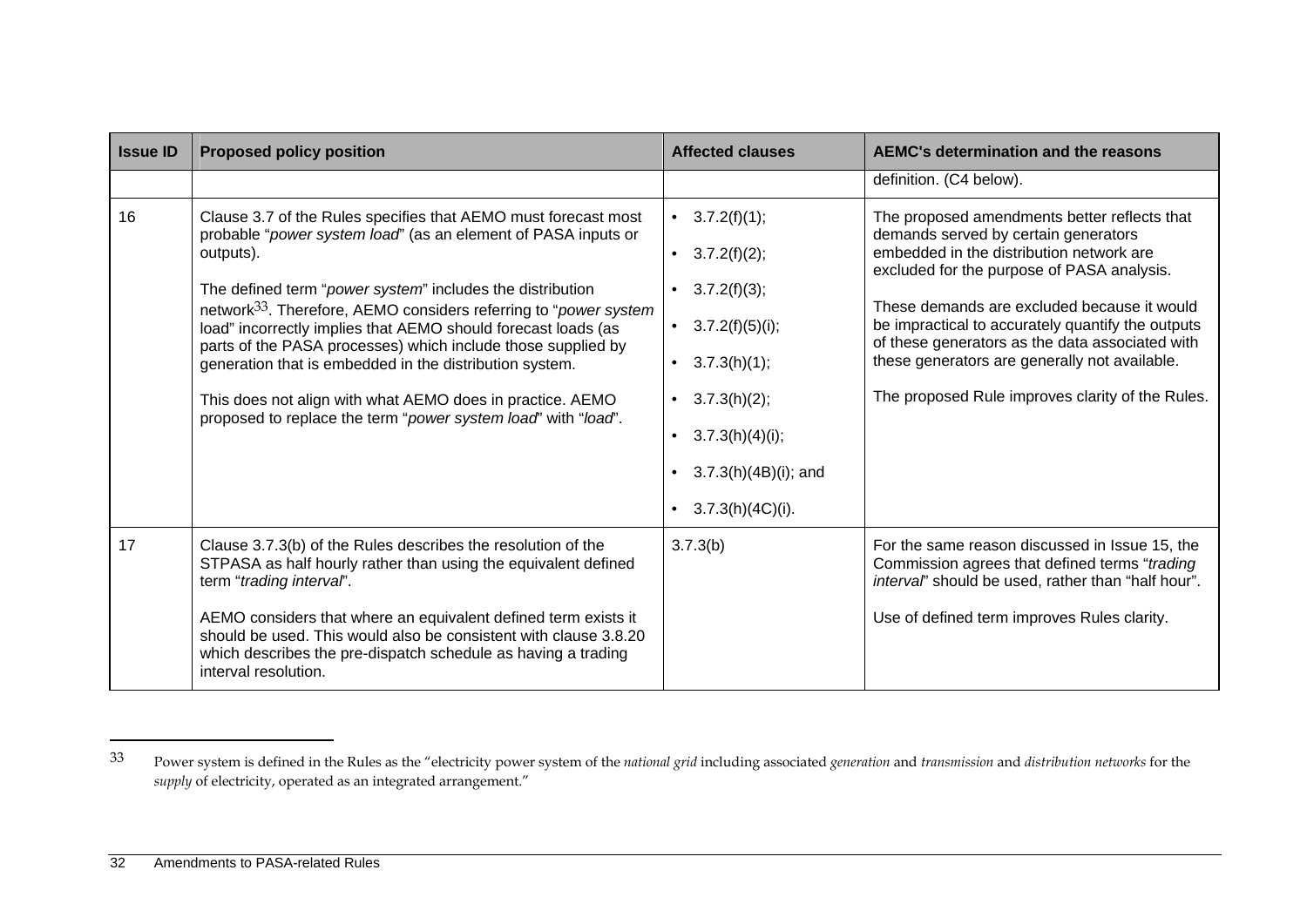| Issue ID | Proposed policy position | Affected clauses | AEMC's determination and the reasons |
|---|---|---|---|
| | | | definition. (C4 below). |
| 16 | Clause 3.7 of the Rules specifies that AEMO must forecast most probable "*power system load*" (as an element of PASA inputs or outputs).<br><br>The defined term "*power system*" includes the distribution network[33]. Therefore, AEMO considers referring to "*power system* load" incorrectly implies that AEMO should forecast loads (as parts of the PASA processes) which include those supplied by generation that is embedded in the distribution system.<br><br>This does not align with what AEMO does in practice. AEMO proposed to replace the term "*power system load*" with "*load*". | • 3.7.2(f)(1);<br>• 3.7.2(f)(2);<br>• 3.7.2(f)(3);<br>• 3.7.2(f)(5)(i);<br>• 3.7.3(h)(1);<br>• 3.7.3(h)(2);<br>• 3.7.3(h)(4)(i);<br>• 3.7.3(h)(4B)(i); and<br>• 3.7.3(h)(4C)(i). | The proposed amendments better reflects that demands served by certain generators embedded in the distribution network are excluded for the purpose of PASA analysis.<br><br>These demands are excluded because it would be impractical to accurately quantify the outputs of these generators as the data associated with these generators are generally not available.<br><br>The proposed Rule improves clarity of the Rules. |
| 17 | Clause 3.7.3(b) of the Rules describes the resolution of the STPASA as half hourly rather than using the equivalent defined term "*trading interval*".<br><br>AEMO considers that where an equivalent defined term exists it should be used. This would also be consistent with clause 3.8.20 which describes the pre-dispatch schedule as having a trading interval resolution. | 3.7.3(b) | For the same reason discussed in Issue 15, the Commission agrees that defined terms "*trading interval*" should be used, rather than "half hour".<br><br>Use of defined term improves Rules clarity. |

[33] Power system is defined in the Rules as the "electricity power system of the *national grid* including associated *generation* and *transmission* and *distribution networks* for the *supply* of electricity, operated as an integrated arrangement."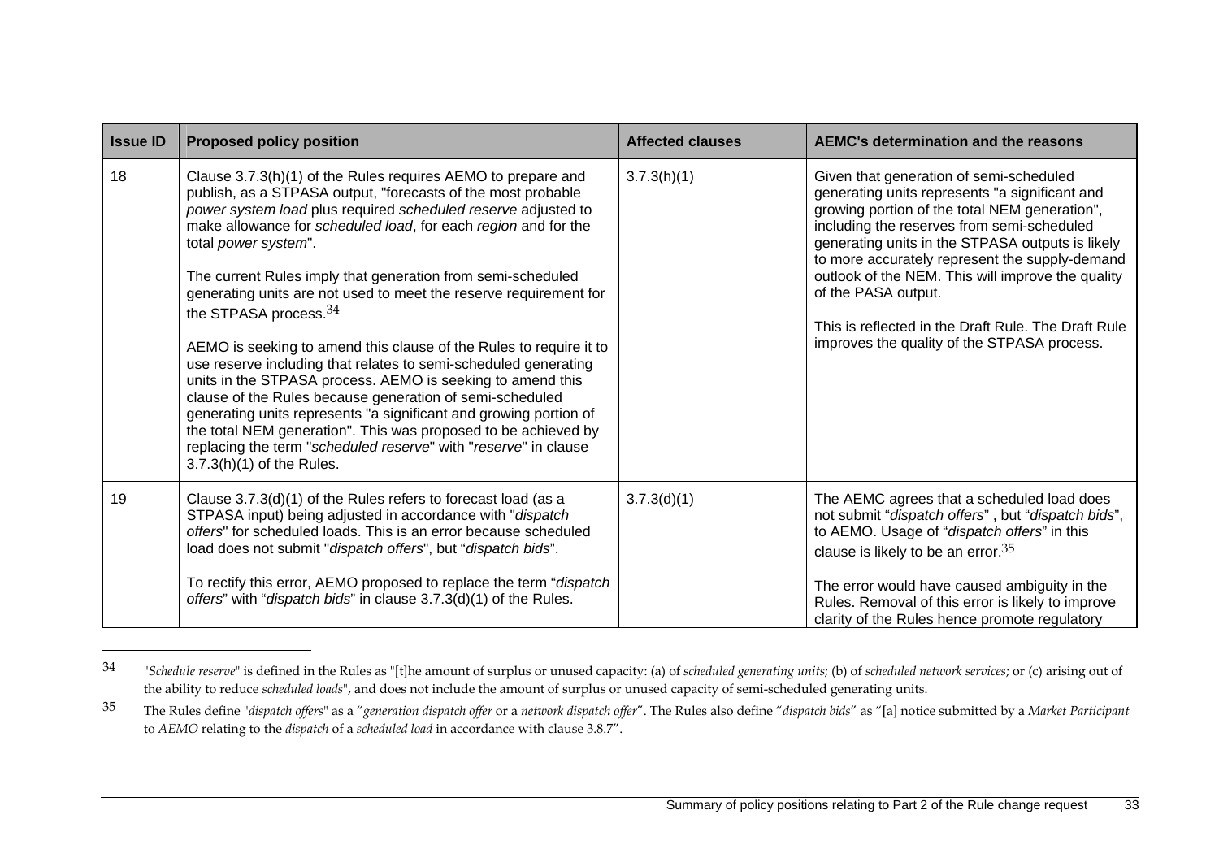| Issue ID | Proposed policy position | Affected clauses | AEMC's determination and the reasons |
|---|---|---|---|
| 18 | Clause 3.7.3(h)(1) of the Rules requires AEMO to prepare and publish, as a STPASA output, "forecasts of the most probable *power system load* plus required *scheduled reserve* adjusted to make allowance for *scheduled load*, for each *region* and for the total *power system*".<br><br>The current Rules imply that generation from semi-scheduled generating units are not used to meet the reserve requirement for the STPASA process.[34]<br><br>AEMO is seeking to amend this clause of the Rules to require it to use reserve including that relates to semi-scheduled generating units in the STPASA process. AEMO is seeking to amend this clause of the Rules because generation of semi-scheduled generating units represents "a significant and growing portion of the total NEM generation". This was proposed to be achieved by replacing the term "*scheduled reserve*" with "*reserve*" in clause 3.7.3(h)(1) of the Rules. | 3.7.3(h)(1) | Given that generation of semi-scheduled generating units represents "a significant and growing portion of the total NEM generation", including the reserves from semi-scheduled generating units in the STPASA outputs is likely to more accurately represent the supply-demand outlook of the NEM. This will improve the quality of the PASA output.<br><br>This is reflected in the Draft Rule. The Draft Rule improves the quality of the STPASA process. |
| 19 | Clause 3.7.3(d)(1) of the Rules refers to forecast load (as a STPASA input) being adjusted in accordance with "*dispatch offers*" for scheduled loads. This is an error because scheduled load does not submit "*dispatch offers*", but "*dispatch bids*".<br><br>To rectify this error, AEMO proposed to replace the term "*dispatch offers*" with "*dispatch bids*" in clause 3.7.3(d)(1) of the Rules. | 3.7.3(d)(1) | The AEMC agrees that a scheduled load does not submit "*dispatch offers*" , but "*dispatch bids*", to AEMO. Usage of "*dispatch offers*" in this clause is likely to be an error.[35]<br><br>The error would have caused ambiguity in the Rules. Removal of this error is likely to improve clarity of the Rules hence promote regulatory |

[34] "*Schedule reserve*" is defined in the Rules as "[t]he amount of surplus or unused capacity: (a) of *scheduled generating units*; (b) of *scheduled network services*; or (c) arising out of the ability to reduce *scheduled loads*", and does not include the amount of surplus or unused capacity of semi-scheduled generating units.

[35] The Rules define "*dispatch offers*" as a "*generation dispatch offer* or a *network dispatch offer*". The Rules also define "*dispatch bids*" as "[a] notice submitted by a *Market Participant* to *AEMO* relating to the *dispatch* of a *scheduled load* in accordance with clause 3.8.7".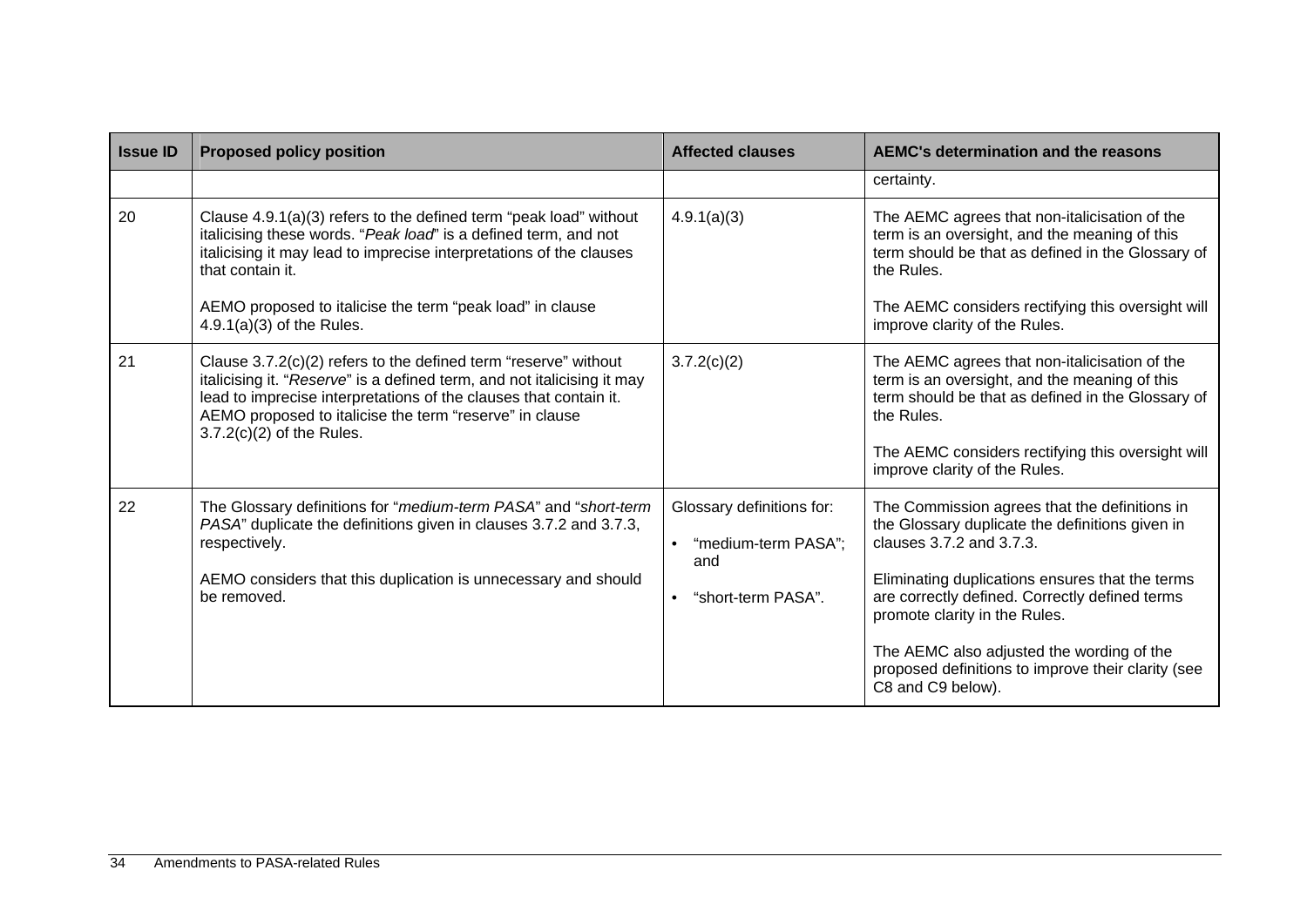| Issue ID | Proposed policy position | Affected clauses | AEMC's determination and the reasons |
|---|---|---|---|
| | | | certainty. |
| 20 | Clause 4.9.1(a)(3) refers to the defined term "peak load" without italicising these words. "*Peak load*" is a defined term, and not italicising it may lead to imprecise interpretations of the clauses that contain it.<br><br>AEMO proposed to italicise the term "peak load" in clause 4.9.1(a)(3) of the Rules. | 4.9.1(a)(3) | The AEMC agrees that non-italicisation of the term is an oversight, and the meaning of this term should be that as defined in the Glossary of the Rules.<br><br>The AEMC considers rectifying this oversight will improve clarity of the Rules. |
| 21 | Clause 3.7.2(c)(2) refers to the defined term "reserve" without italicising it. "*Reserve*" is a defined term, and not italicising it may lead to imprecise interpretations of the clauses that contain it. AEMO proposed to italicise the term "reserve" in clause 3.7.2(c)(2) of the Rules. | 3.7.2(c)(2) | The AEMC agrees that non-italicisation of the term is an oversight, and the meaning of this term should be that as defined in the Glossary of the Rules.<br><br>The AEMC considers rectifying this oversight will improve clarity of the Rules. |
| 22 | The Glossary definitions for "*medium-term PASA*" and "*short-term PASA*" duplicate the definitions given in clauses 3.7.2 and 3.7.3, respectively.<br><br>AEMO considers that this duplication is unnecessary and should be removed. | Glossary definitions for:<br>• "medium-term PASA"; and<br>• "short-term PASA". | The Commission agrees that the definitions in the Glossary duplicate the definitions given in clauses 3.7.2 and 3.7.3.<br><br>Eliminating duplications ensures that the terms are correctly defined. Correctly defined terms promote clarity in the Rules.<br><br>The AEMC also adjusted the wording of the proposed definitions to improve their clarity (see C8 and C9 below). |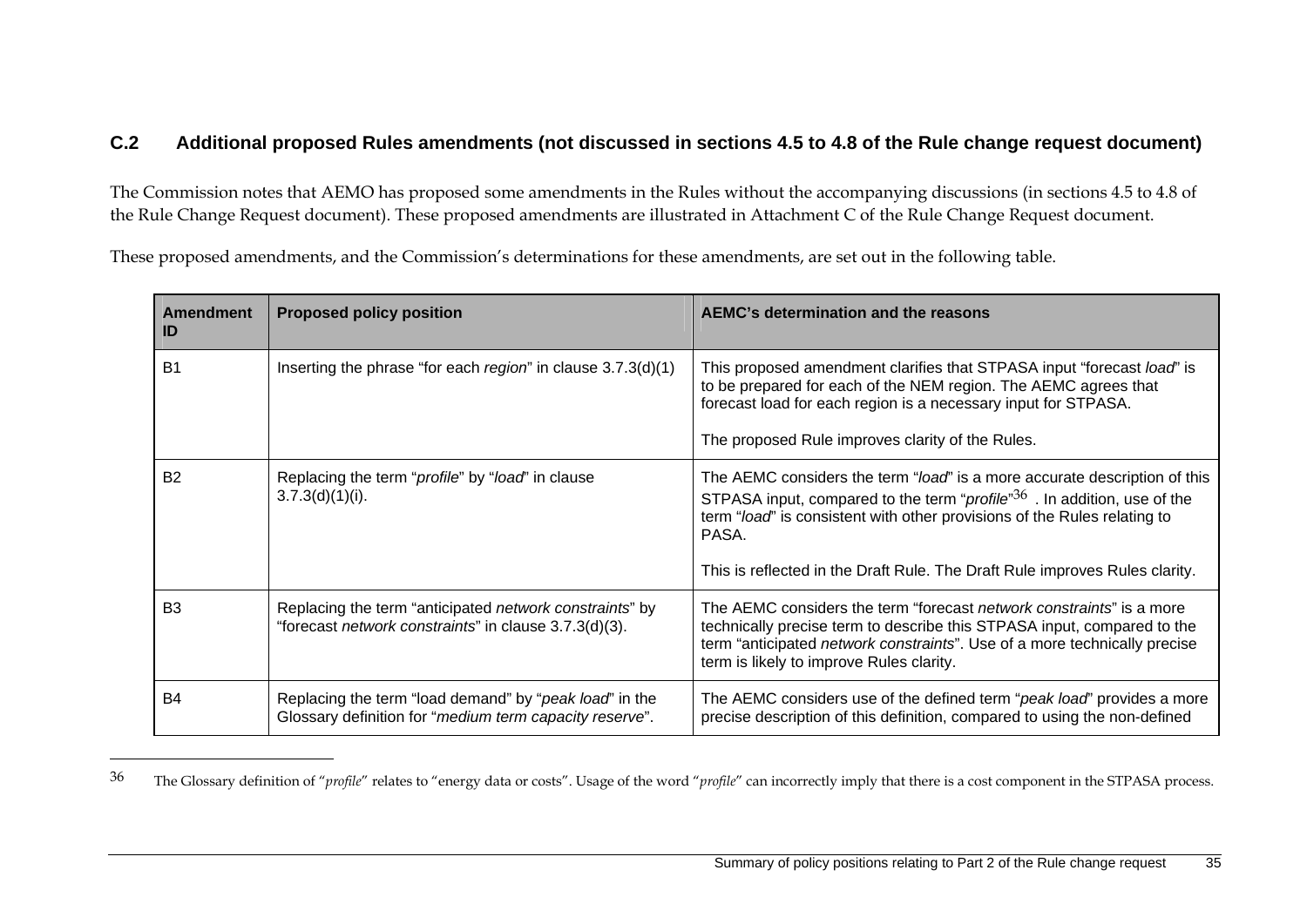## C.2 Additional proposed Rules amendments (not discussed in sections 4.5 to 4.8 of the Rule change request document)

The Commission notes that AEMO has proposed some amendments in the Rules without the accompanying discussions (in sections 4.5 to 4.8 of the Rule Change Request document). These proposed amendments are illustrated in Attachment C of the Rule Change Request document.

These proposed amendments, and the Commission's determinations for these amendments, are set out in the following table.

| Amendment ID | Proposed policy position | AEMC's determination and the reasons |
|---|---|---|
| B1 | Inserting the phrase "for each *region*" in clause 3.7.3(d)(1) | This proposed amendment clarifies that STPASA input "forecast *load*" is to be prepared for each of the NEM region. The AEMC agrees that forecast load for each region is a necessary input for STPASA.<br><br>The proposed Rule improves clarity of the Rules. |
| B2 | Replacing the term "*profile*" by "*load*" in clause 3.7.3(d)(1)(i). | The AEMC considers the term "*load*" is a more accurate description of this STPASA input, compared to the term "*profile*"[36] . In addition, use of the term "*load*" is consistent with other provisions of the Rules relating to PASA.<br><br>This is reflected in the Draft Rule. The Draft Rule improves Rules clarity. |
| B3 | Replacing the term "anticipated *network constraints*" by "forecast *network constraints*" in clause 3.7.3(d)(3). | The AEMC considers the term "forecast *network constraints*" is a more technically precise term to describe this STPASA input, compared to the term "anticipated *network constraints*". Use of a more technically precise term is likely to improve Rules clarity. |
| B4 | Replacing the term "load demand" by "*peak load*" in the Glossary definition for "*medium term capacity reserve*". | The AEMC considers use of the defined term "*peak load*" provides a more precise description of this definition, compared to using the non-defined |

36 The Glossary definition of "*profile*" relates to "energy data or costs". Usage of the word "*profile*" can incorrectly imply that there is a cost component in the STPASA process.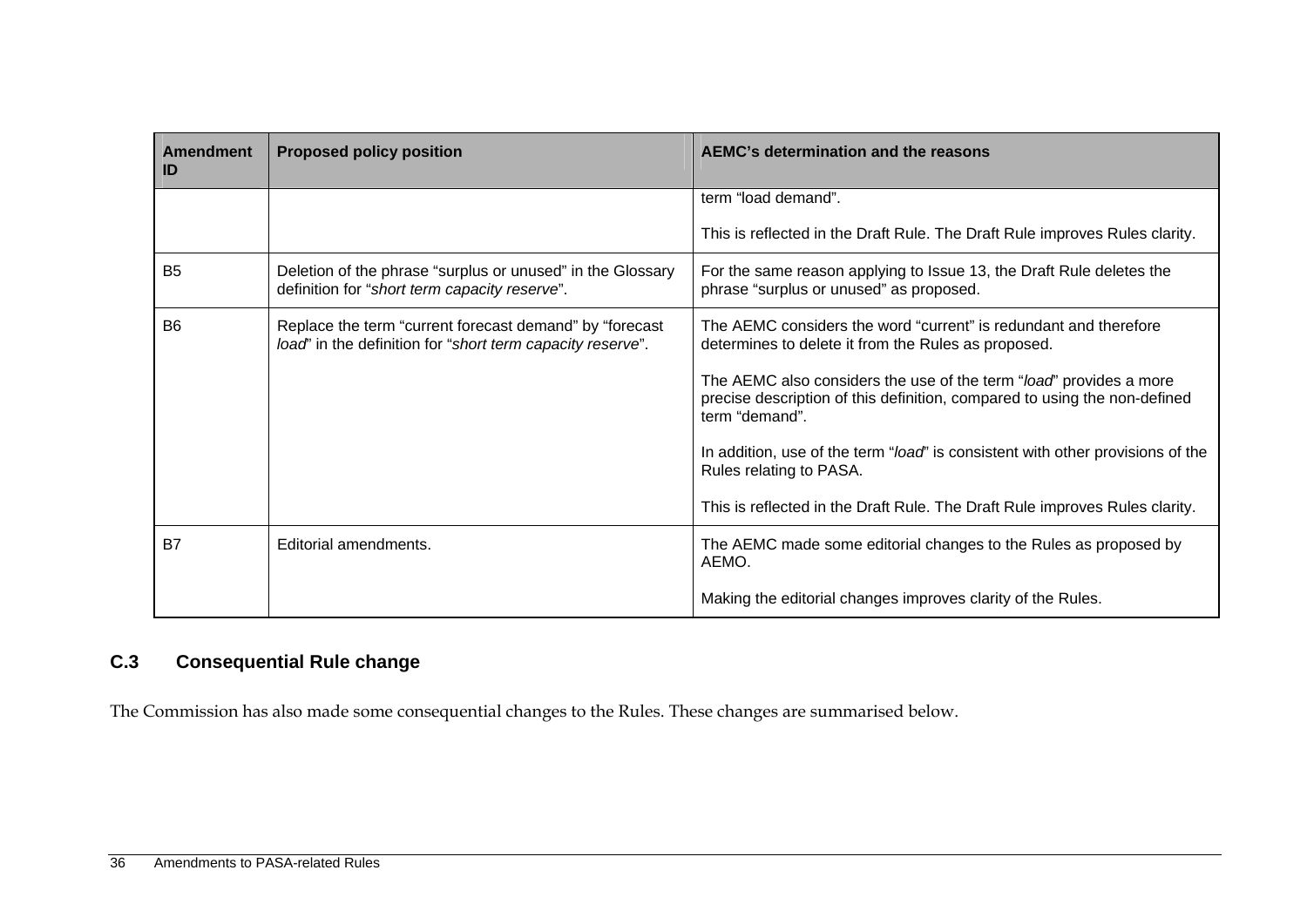| Amendment ID | Proposed policy position | AEMC's determination and the reasons |
|---|---|---|
| | | term "load demand".<br><br>This is reflected in the Draft Rule. The Draft Rule improves Rules clarity. |
| B5 | Deletion of the phrase "surplus or unused" in the Glossary definition for "*short term capacity reserve*". | For the same reason applying to Issue 13, the Draft Rule deletes the phrase "surplus or unused" as proposed. |
| B6 | Replace the term "current forecast demand" by "forecast *load*" in the definition for "*short term capacity reserve*". | The AEMC considers the word "current" is redundant and therefore determines to delete it from the Rules as proposed.<br><br>The AEMC also considers the use of the term "*load*" provides a more precise description of this definition, compared to using the non-defined term "demand".<br><br>In addition, use of the term "*load*" is consistent with other provisions of the Rules relating to PASA.<br><br>This is reflected in the Draft Rule. The Draft Rule improves Rules clarity. |
| B7 | Editorial amendments. | The AEMC made some editorial changes to the Rules as proposed by AEMO.<br><br>Making the editorial changes improves clarity of the Rules. |

## C.3 Consequential Rule change

The Commission has also made some consequential changes to the Rules. These changes are summarised below.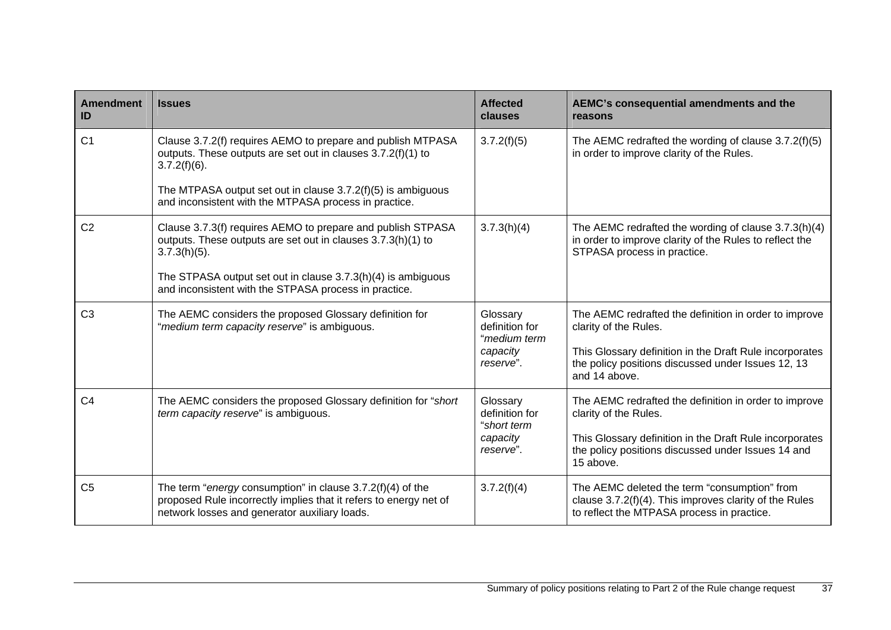| Amendment ID | Issues | Affected clauses | AEMC's consequential amendments and the reasons |
|---|---|---|---|
| C1 | Clause 3.7.2(f) requires AEMO to prepare and publish MTPASA outputs. These outputs are set out in clauses 3.7.2(f)(1) to 3.7.2(f)(6).<br><br>The MTPASA output set out in clause 3.7.2(f)(5) is ambiguous and inconsistent with the MTPASA process in practice. | 3.7.2(f)(5) | The AEMC redrafted the wording of clause 3.7.2(f)(5) in order to improve clarity of the Rules. |
| C2 | Clause 3.7.3(f) requires AEMO to prepare and publish STPASA outputs. These outputs are set out in clauses 3.7.3(h)(1) to 3.7.3(h)(5).<br><br>The STPASA output set out in clause 3.7.3(h)(4) is ambiguous and inconsistent with the STPASA process in practice. | 3.7.3(h)(4) | The AEMC redrafted the wording of clause 3.7.3(h)(4) in order to improve clarity of the Rules to reflect the STPASA process in practice. |
| C3 | The AEMC considers the proposed Glossary definition for "*medium term capacity reserve*" is ambiguous. | Glossary definition for "*medium term capacity reserve*". | The AEMC redrafted the definition in order to improve clarity of the Rules.<br><br>This Glossary definition in the Draft Rule incorporates the policy positions discussed under Issues 12, 13 and 14 above. |
| C4 | The AEMC considers the proposed Glossary definition for "*short term capacity reserve*" is ambiguous. | Glossary definition for "*short term capacity reserve*". | The AEMC redrafted the definition in order to improve clarity of the Rules.<br><br>This Glossary definition in the Draft Rule incorporates the policy positions discussed under Issues 14 and 15 above. |
| C5 | The term "*energy* consumption" in clause 3.7.2(f)(4) of the proposed Rule incorrectly implies that it refers to energy net of network losses and generator auxiliary loads. | 3.7.2(f)(4) | The AEMC deleted the term "consumption" from clause 3.7.2(f)(4). This improves clarity of the Rules to reflect the MTPASA process in practice. |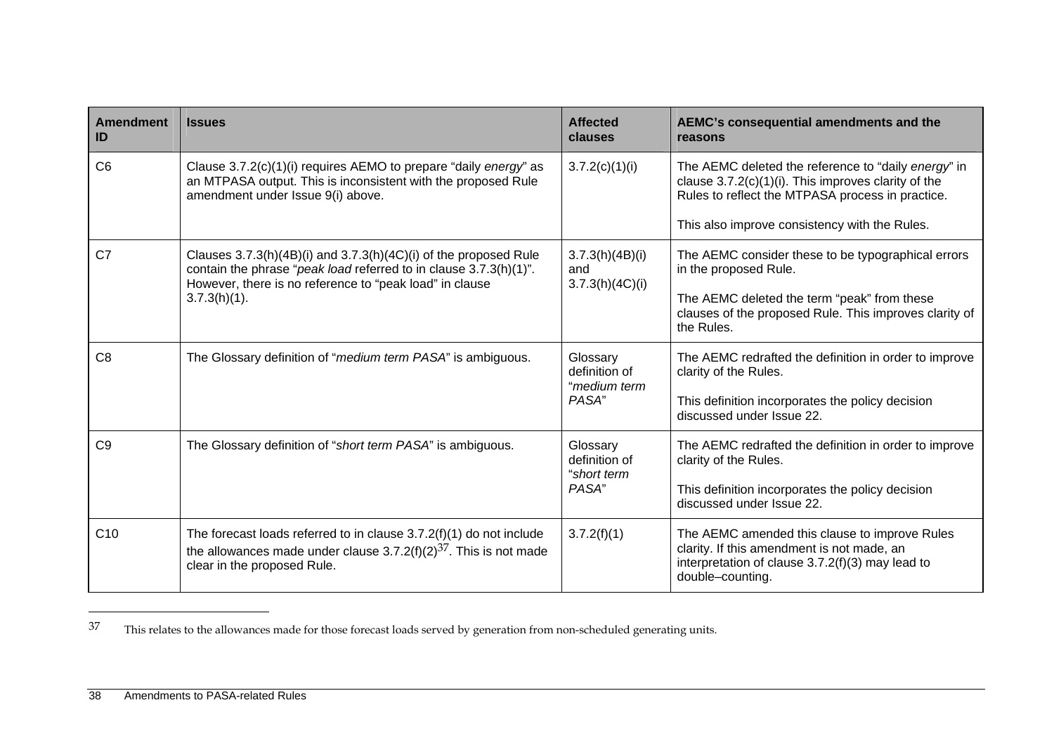| Amendment ID | Issues | Affected clauses | AEMC's consequential amendments and the reasons |
|---|---|---|---|
| C6 | Clause 3.7.2(c)(1)(i) requires AEMO to prepare "daily *energy*" as an MTPASA output. This is inconsistent with the proposed Rule amendment under Issue 9(i) above. | 3.7.2(c)(1)(i) | The AEMC deleted the reference to "daily *energy*" in clause 3.7.2(c)(1)(i). This improves clarity of the Rules to reflect the MTPASA process in practice.<br><br>This also improve consistency with the Rules. |
| C7 | Clauses 3.7.3(h)(4B)(i) and 3.7.3(h)(4C)(i) of the proposed Rule contain the phrase "*peak load* referred to in clause 3.7.3(h)(1)". However, there is no reference to "peak load" in clause 3.7.3(h)(1). | 3.7.3(h)(4B)(i) and 3.7.3(h)(4C)(i) | The AEMC consider these to be typographical errors in the proposed Rule.<br><br>The AEMC deleted the term "peak" from these clauses of the proposed Rule. This improves clarity of the Rules. |
| C8 | The Glossary definition of "*medium term PASA*" is ambiguous. | Glossary definition of "*medium term PASA*" | The AEMC redrafted the definition in order to improve clarity of the Rules.<br><br>This definition incorporates the policy decision discussed under Issue 22. |
| C9 | The Glossary definition of "*short term PASA*" is ambiguous. | Glossary definition of "*short term PASA*" | The AEMC redrafted the definition in order to improve clarity of the Rules.<br><br>This definition incorporates the policy decision discussed under Issue 22. |
| C10 | The forecast loads referred to in clause 3.7.2(f)(1) do not include the allowances made under clause 3.7.2(f)(2)[37]. This is not made clear in the proposed Rule. | 3.7.2(f)(1) | The AEMC amended this clause to improve Rules clarity. If this amendment is not made, an interpretation of clause 3.7.2(f)(3) may lead to double–counting. |

[37] This relates to the allowances made for those forecast loads served by generation from non-scheduled generating units.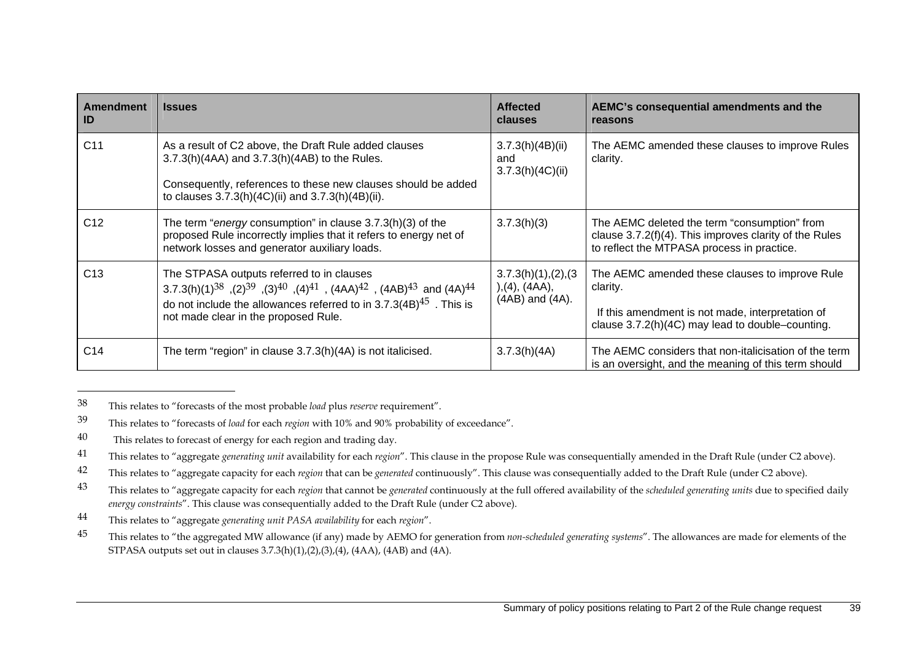| Amendment ID | Issues | Affected clauses | AEMC's consequential amendments and the reasons |
|---|---|---|---|
| C11 | As a result of C2 above, the Draft Rule added clauses 3.7.3(h)(4AA) and 3.7.3(h)(4AB) to the Rules. Consequently, references to these new clauses should be added to clauses 3.7.3(h)(4C)(ii) and 3.7.3(h)(4B)(ii). | 3.7.3(h)(4B)(ii) and 3.7.3(h)(4C)(ii) | The AEMC amended these clauses to improve Rules clarity. |
| C12 | The term "*energy* consumption" in clause 3.7.3(h)(3) of the proposed Rule incorrectly implies that it refers to energy net of network losses and generator auxiliary loads. | 3.7.3(h)(3) | The AEMC deleted the term "consumption" from clause 3.7.2(f)(4). This improves clarity of the Rules to reflect the MTPASA process in practice. |
| C13 | The STPASA outputs referred to in clauses 3.7.3(h)(1)[38] ,(2)[39] ,(3)[40] ,(4)[41] , (4AA)[42] , (4AB)[43] and (4A)[44] do not include the allowances referred to in 3.7.3(4B)[45] . This is not made clear in the proposed Rule. | 3.7.3(h)(1),(2),(3),(4), (4AA), (4AB) and (4A). | The AEMC amended these clauses to improve Rule clarity. If this amendment is not made, interpretation of clause 3.7.2(h)(4C) may lead to double–counting. |
| C14 | The term "region" in clause 3.7.3(h)(4A) is not italicised. | 3.7.3(h)(4A) | The AEMC considers that non-italicisation of the term is an oversight, and the meaning of this term should |

[38] This relates to "forecasts of the most probable *load* plus *reserve* requirement".

[39] This relates to "forecasts of *load* for each *region* with 10% and 90% probability of exceedance".

[40] This relates to forecast of energy for each region and trading day.

[41] This relates to "aggregate *generating unit* availability for each *region*". This clause in the propose Rule was consequentially amended in the Draft Rule (under C2 above).

[42] This relates to "aggregate capacity for each *region* that can be *generated* continuously". This clause was consequentially added to the Draft Rule (under C2 above).

[43] This relates to "aggregate capacity for each *region* that cannot be *generated* continuously at the full offered availability of the *scheduled generating units* due to specified daily *energy constraints*". This clause was consequentially added to the Draft Rule (under C2 above).

[44] This relates to "aggregate *generating unit PASA availability* for each *region*".

[45] This relates to "the aggregated MW allowance (if any) made by AEMO for generation from *non-scheduled generating systems*". The allowances are made for elements of the STPASA outputs set out in clauses 3.7.3(h)(1),(2),(3),(4), (4AA), (4AB) and (4A).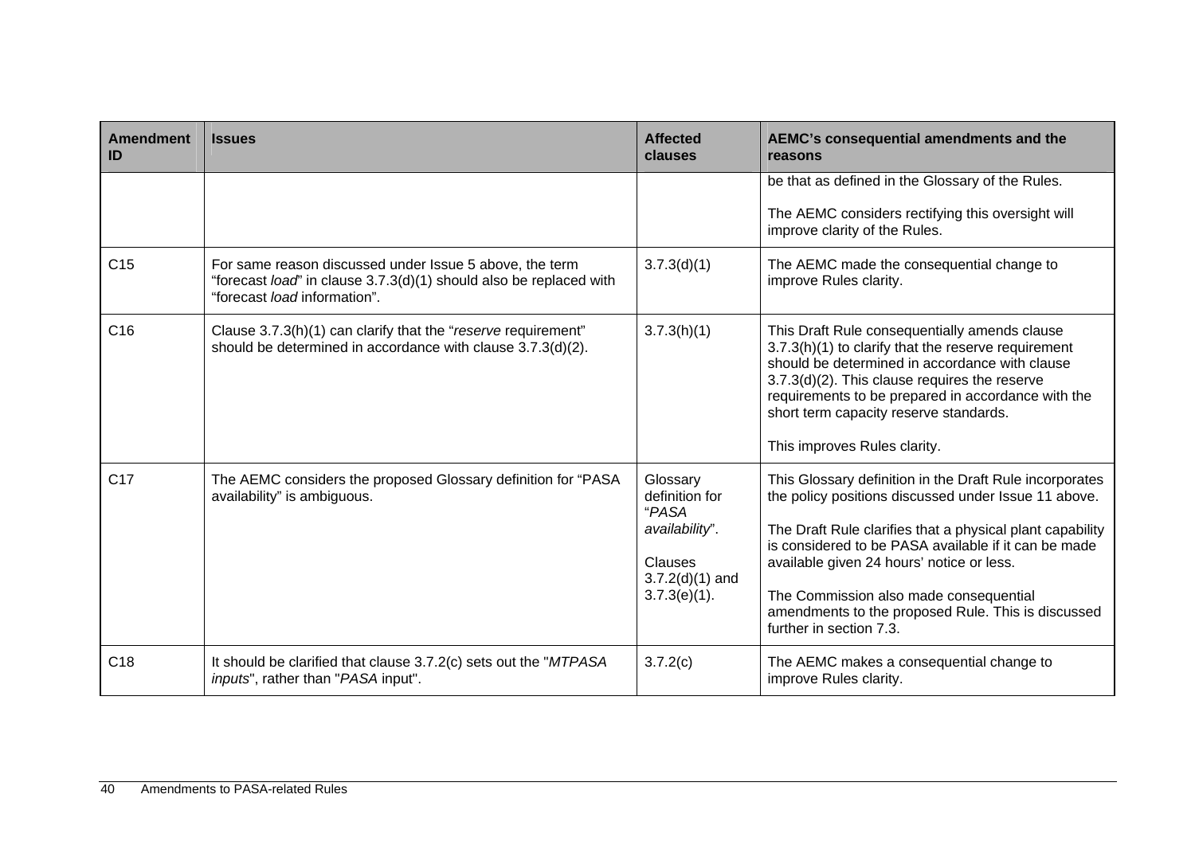| Amendment ID | Issues | Affected clauses | AEMC's consequential amendments and the reasons |
|---|---|---|---|
| | | | be that as defined in the Glossary of the Rules.<br><br>The AEMC considers rectifying this oversight will improve clarity of the Rules. |
| C15 | For same reason discussed under Issue 5 above, the term "forecast *load*" in clause 3.7.3(d)(1) should also be replaced with "forecast *load* information". | 3.7.3(d)(1) | The AEMC made the consequential change to improve Rules clarity. |
| C16 | Clause 3.7.3(h)(1) can clarify that the "*reserve* requirement" should be determined in accordance with clause 3.7.3(d)(2). | 3.7.3(h)(1) | This Draft Rule consequentially amends clause 3.7.3(h)(1) to clarify that the reserve requirement should be determined in accordance with clause 3.7.3(d)(2). This clause requires the reserve requirements to be prepared in accordance with the short term capacity reserve standards.<br><br>This improves Rules clarity. |
| C17 | The AEMC considers the proposed Glossary definition for "PASA availability" is ambiguous. | Glossary definition for "*PASA availability*".<br><br>Clauses 3.7.2(d)(1) and 3.7.3(e)(1). | This Glossary definition in the Draft Rule incorporates the policy positions discussed under Issue 11 above.<br><br>The Draft Rule clarifies that a physical plant capability is considered to be PASA available if it can be made available given 24 hours' notice or less.<br><br>The Commission also made consequential amendments to the proposed Rule. This is discussed further in section 7.3. |
| C18 | It should be clarified that clause 3.7.2(c) sets out the "*MTPASA inputs*", rather than "*PASA* input". | 3.7.2(c) | The AEMC makes a consequential change to improve Rules clarity. |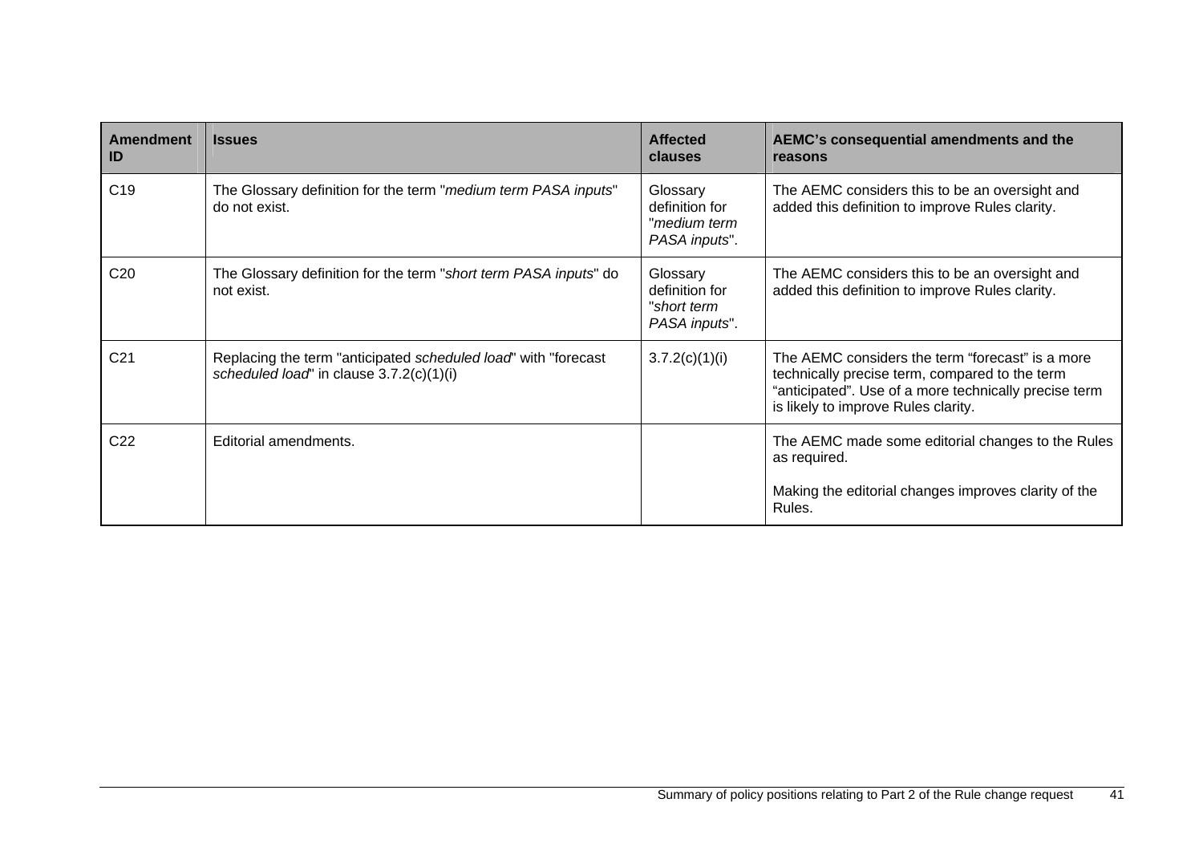| Amendment ID | Issues | Affected clauses | AEMC's consequential amendments and the reasons |
|---|---|---|---|
| C19 | The Glossary definition for the term "*medium term PASA inputs*" do not exist. | Glossary definition for "*medium term PASA inputs*". | The AEMC considers this to be an oversight and added this definition to improve Rules clarity. |
| C20 | The Glossary definition for the term "*short term PASA inputs*" do not exist. | Glossary definition for "*short term PASA inputs*". | The AEMC considers this to be an oversight and added this definition to improve Rules clarity. |
| C21 | Replacing the term "anticipated *scheduled load*" with "forecast *scheduled load*" in clause 3.7.2(c)(1)(i) | 3.7.2(c)(1)(i) | The AEMC considers the term "forecast" is a more technically precise term, compared to the term "anticipated". Use of a more technically precise term is likely to improve Rules clarity. |
| C22 | Editorial amendments. | | The AEMC made some editorial changes to the Rules as required.<br><br>Making the editorial changes improves clarity of the Rules. |